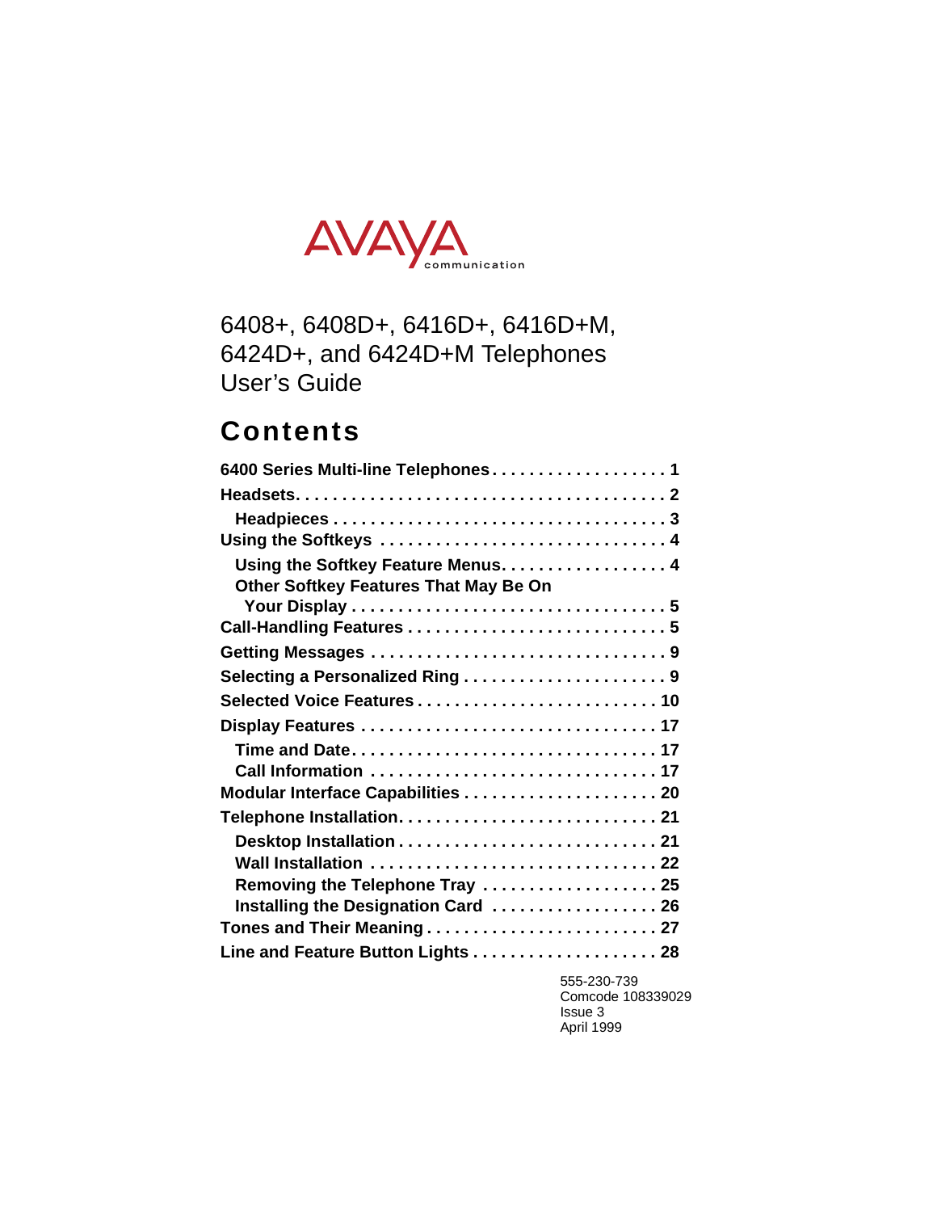AVAYA communication

# 6408+, 6408D+, 6416D+, 6416D+M, 6424D+, and 6424D+M Telephones User's Guide

## Contents

**6400 Series Multi-line Telephones . . . . . . . . . . . . . . . . . . . 1**
**Headsets. . . . . . . . . . . . . . . . . . . . . . . . . . . . . . . . . . . . . . . 2**
  **Headpieces . . . . . . . . . . . . . . . . . . . . . . . . . . . . . . . . . . . 3**
**Using the Softkeys . . . . . . . . . . . . . . . . . . . . . . . . . . . . . . 4**
  **Using the Softkey Feature Menus. . . . . . . . . . . . . . . . . . 4**
  **Other Softkey Features That May Be On Your Display . . . . . . . . . . . . . . . . . . . . . . . . . . . . . . . . . 5**
**Call-Handling Features . . . . . . . . . . . . . . . . . . . . . . . . . . . 5**
**Getting Messages . . . . . . . . . . . . . . . . . . . . . . . . . . . . . . . 9**
**Selecting a Personalized Ring . . . . . . . . . . . . . . . . . . . . . . 9**
**Selected Voice Features . . . . . . . . . . . . . . . . . . . . . . . . . . 10**
**Display Features . . . . . . . . . . . . . . . . . . . . . . . . . . . . . . . 17**
  **Time and Date. . . . . . . . . . . . . . . . . . . . . . . . . . . . . . . . 17**
  **Call Information . . . . . . . . . . . . . . . . . . . . . . . . . . . . . . 17**
**Modular Interface Capabilities . . . . . . . . . . . . . . . . . . . . . 20**
**Telephone Installation. . . . . . . . . . . . . . . . . . . . . . . . . . . 21**
  **Desktop Installation . . . . . . . . . . . . . . . . . . . . . . . . . . . 21**
  **Wall Installation . . . . . . . . . . . . . . . . . . . . . . . . . . . . . . 22**
  **Removing the Telephone Tray . . . . . . . . . . . . . . . . . . . 25**
  **Installing the Designation Card . . . . . . . . . . . . . . . . . . 26**
**Tones and Their Meaning . . . . . . . . . . . . . . . . . . . . . . . . . 27**
**Line and Feature Button Lights . . . . . . . . . . . . . . . . . . . . 28**

555-230-739
Comcode 108339029
Issue 3
April 1999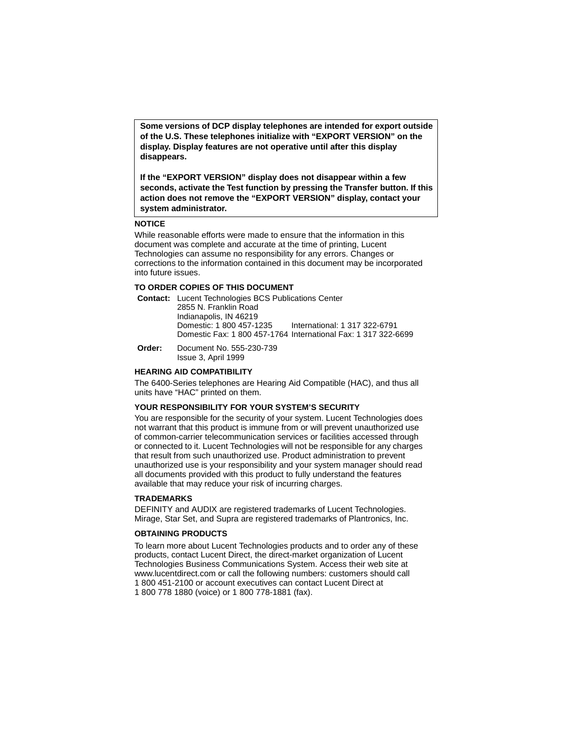> **Some versions of DCP display telephones are intended for export outside of the U.S. These telephones initialize with “EXPORT VERSION” on the display. Display features are not operative until after this display disappears.**
>
> **If the “EXPORT VERSION” display does not disappear within a few seconds, activate the Test function by pressing the Transfer button. If this action does not remove the “EXPORT VERSION” display, contact your system administrator.**

**NOTICE**

While reasonable efforts were made to ensure that the information in this document was complete and accurate at the time of printing, Lucent Technologies can assume no responsibility for any errors. Changes or corrections to the information contained in this document may be incorporated into future issues.

**TO ORDER COPIES OF THIS DOCUMENT**

**Contact:** Lucent Technologies BCS Publications Center
2855 N. Franklin Road
Indianapolis, IN 46219
Domestic: 1 800 457-1235 International: 1 317 322-6791
Domestic Fax: 1 800 457-1764 International Fax: 1 317 322-6699

**Order:** Document No. 555-230-739
Issue 3, April 1999

**HEARING AID COMPATIBILITY**

The 6400-Series telephones are Hearing Aid Compatible (HAC), and thus all units have “HAC” printed on them.

**YOUR RESPONSIBILITY FOR YOUR SYSTEM’S SECURITY**

You are responsible for the security of your system. Lucent Technologies does not warrant that this product is immune from or will prevent unauthorized use of common-carrier telecommunication services or facilities accessed through or connected to it. Lucent Technologies will not be responsible for any charges that result from such unauthorized use. Product administration to prevent unauthorized use is your responsibility and your system manager should read all documents provided with this product to fully understand the features available that may reduce your risk of incurring charges.

**TRADEMARKS**

DEFINITY and AUDIX are registered trademarks of Lucent Technologies. Mirage, Star Set, and Supra are registered trademarks of Plantronics, Inc.

**OBTAINING PRODUCTS**

To learn more about Lucent Technologies products and to order any of these products, contact Lucent Direct, the direct-market organization of Lucent Technologies Business Communications System. Access their web site at www.lucentdirect.com or call the following numbers: customers should call 1 800 451-2100 or account executives can contact Lucent Direct at 1 800 778 1880 (voice) or 1 800 778-1881 (fax).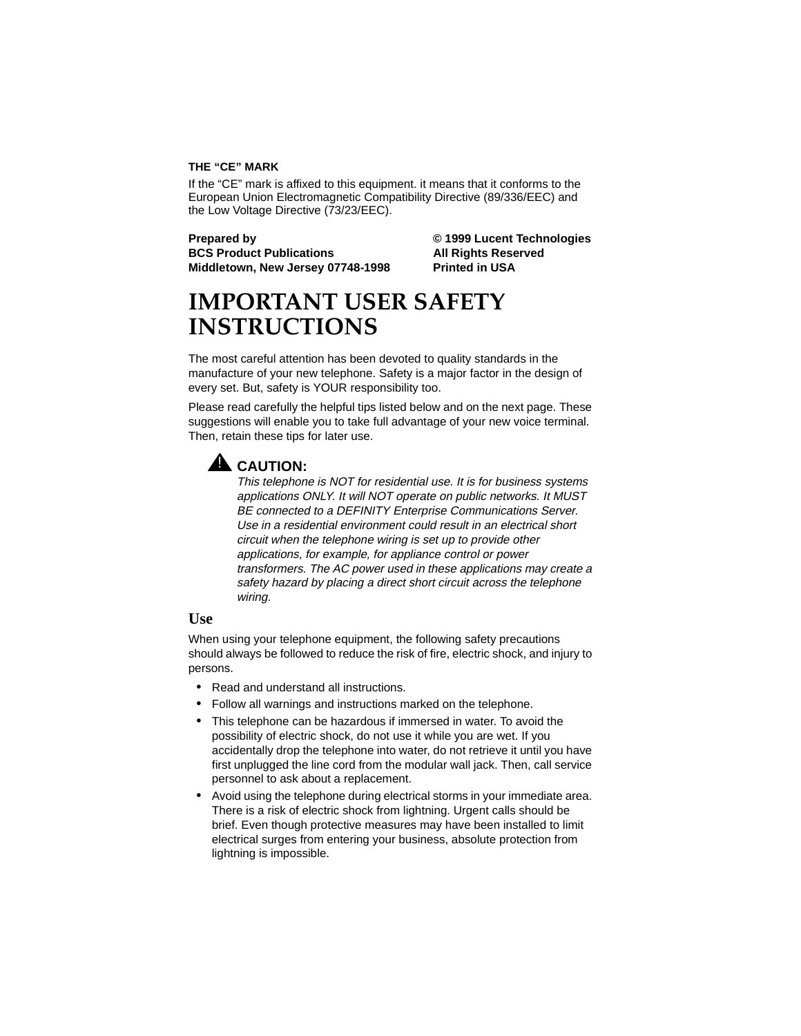**THE “CE” MARK**

If the “CE” mark is affixed to this equipment. it means that it conforms to the European Union Electromagnetic Compatibility Directive (89/336/EEC) and the Low Voltage Directive (73/23/EEC).

**Prepared by**
**BCS Product Publications**
**Middletown, New Jersey 07748-1998**

**© 1999 Lucent Technologies**
**All Rights Reserved**
**Printed in USA**

# IMPORTANT USER SAFETY INSTRUCTIONS

The most careful attention has been devoted to quality standards in the manufacture of your new telephone. Safety is a major factor in the design of every set. But, safety is YOUR responsibility too.

Please read carefully the helpful tips listed below and on the next page. These suggestions will enable you to take full advantage of your new voice terminal. Then, retain these tips for later use.

> **CAUTION:**
> *This telephone is NOT for residential use. It is for business systems applications ONLY. It will NOT operate on public networks. It MUST BE connected to a DEFINITY Enterprise Communications Server. Use in a residential environment could result in an electrical short circuit when the telephone wiring is set up to provide other applications, for example, for appliance control or power transformers. The AC power used in these applications may create a safety hazard by placing a direct short circuit across the telephone wiring.*

## Use

When using your telephone equipment, the following safety precautions should always be followed to reduce the risk of fire, electric shock, and injury to persons.

- Read and understand all instructions.
- Follow all warnings and instructions marked on the telephone.
- This telephone can be hazardous if immersed in water. To avoid the possibility of electric shock, do not use it while you are wet. If you accidentally drop the telephone into water, do not retrieve it until you have first unplugged the line cord from the modular wall jack. Then, call service personnel to ask about a replacement.
- Avoid using the telephone during electrical storms in your immediate area. There is a risk of electric shock from lightning. Urgent calls should be brief. Even though protective measures may have been installed to limit electrical surges from entering your business, absolute protection from lightning is impossible.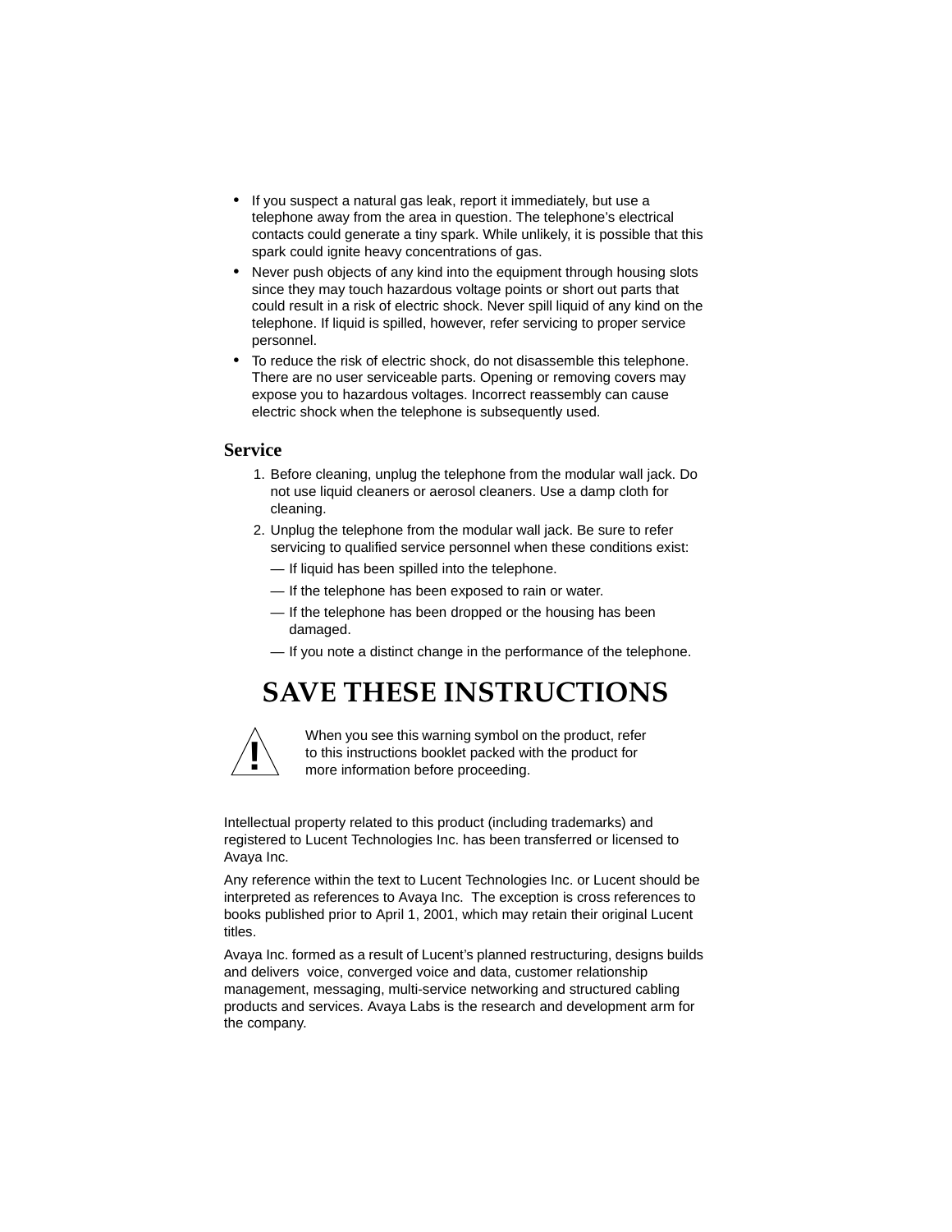- If you suspect a natural gas leak, report it immediately, but use a telephone away from the area in question. The telephone's electrical contacts could generate a tiny spark. While unlikely, it is possible that this spark could ignite heavy concentrations of gas.
- Never push objects of any kind into the equipment through housing slots since they may touch hazardous voltage points or short out parts that could result in a risk of electric shock. Never spill liquid of any kind on the telephone. If liquid is spilled, however, refer servicing to proper service personnel.
- To reduce the risk of electric shock, do not disassemble this telephone. There are no user serviceable parts. Opening or removing covers may expose you to hazardous voltages. Incorrect reassembly can cause electric shock when the telephone is subsequently used.

## Service

1. Before cleaning, unplug the telephone from the modular wall jack. Do not use liquid cleaners or aerosol cleaners. Use a damp cloth for cleaning.
2. Unplug the telephone from the modular wall jack. Be sure to refer servicing to qualified service personnel when these conditions exist:
   - — If liquid has been spilled into the telephone.
   - — If the telephone has been exposed to rain or water.
   - — If the telephone has been dropped or the housing has been damaged.
   - — If you note a distinct change in the performance of the telephone.

# SAVE THESE INSTRUCTIONS

! When you see this warning symbol on the product, refer to this instructions booklet packed with the product for more information before proceeding.

Intellectual property related to this product (including trademarks) and registered to Lucent Technologies Inc. has been transferred or licensed to Avaya Inc.

Any reference within the text to Lucent Technologies Inc. or Lucent should be interpreted as references to Avaya Inc. The exception is cross references to books published prior to April 1, 2001, which may retain their original Lucent titles.

Avaya Inc. formed as a result of Lucent's planned restructuring, designs builds and delivers voice, converged voice and data, customer relationship management, messaging, multi-service networking and structured cabling products and services. Avaya Labs is the research and development arm for the company.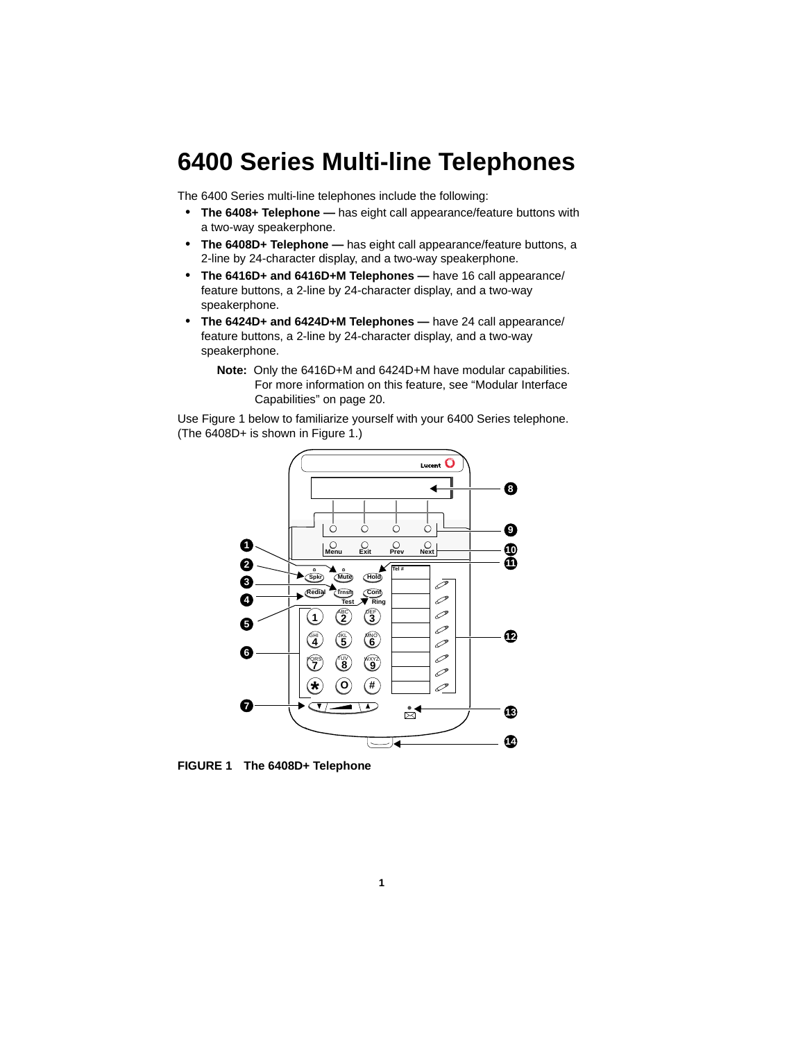# 6400 Series Multi-line Telephones

The 6400 Series multi-line telephones include the following:

- **The 6408+ Telephone —** has eight call appearance/feature buttons with a two-way speakerphone.
- **The 6408D+ Telephone —** has eight call appearance/feature buttons, a 2-line by 24-character display, and a two-way speakerphone.
- **The 6416D+ and 6416D+M Telephones —** have 16 call appearance/feature buttons, a 2-line by 24-character display, and a two-way speakerphone.
- **The 6424D+ and 6424D+M Telephones —** have 24 call appearance/feature buttons, a 2-line by 24-character display, and a two-way speakerphone.

**Note:** Only the 6416D+M and 6424D+M have modular capabilities. For more information on this feature, see “Modular Interface Capabilities” on page 20.

Use Figure 1 below to familiarize yourself with your 6400 Series telephone. (The 6408D+ is shown in Figure 1.)

**FIGURE 1 The 6408D+ Telephone**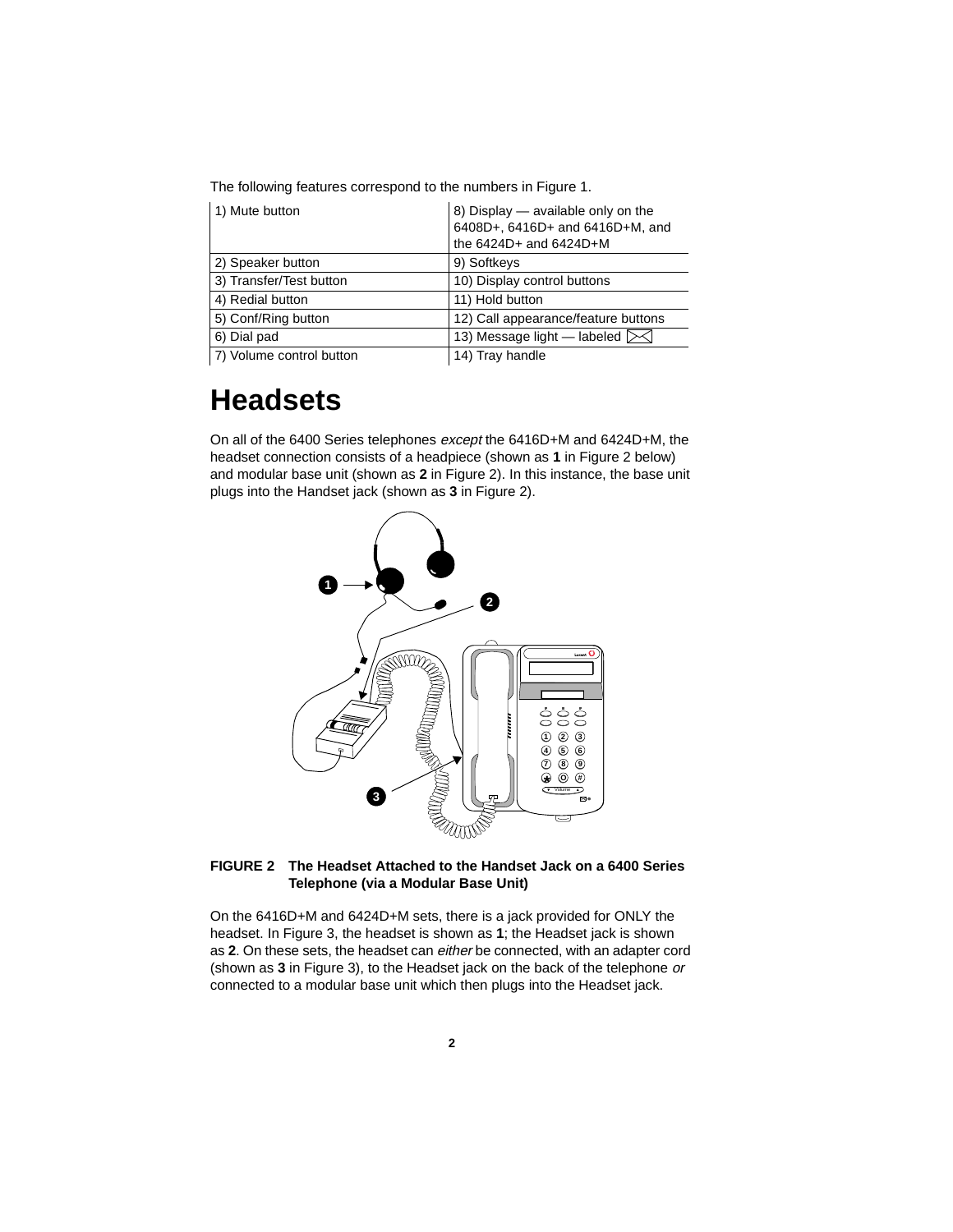The following features correspond to the numbers in Figure 1.

| | |
|---|---|
| 1) Mute button | 8) Display — available only on the 6408D+, 6416D+ and 6416D+M, and the 6424D+ and 6424D+M |
| 2) Speaker button | 9) Softkeys |
| 3) Transfer/Test button | 10) Display control buttons |
| 4) Redial button | 11) Hold button |
| 5) Conf/Ring button | 12) Call appearance/feature buttons |
| 6) Dial pad | 13) Message light — labeled ✉ |
| 7) Volume control button | 14) Tray handle |

# Headsets

On all of the 6400 Series telephones *except* the 6416D+M and 6424D+M, the headset connection consists of a headpiece (shown as **1** in Figure 2 below) and modular base unit (shown as **2** in Figure 2). In this instance, the base unit plugs into the Handset jack (shown as **3** in Figure 2).

**FIGURE 2 The Headset Attached to the Handset Jack on a 6400 Series Telephone (via a Modular Base Unit)**

On the 6416D+M and 6424D+M sets, there is a jack provided for ONLY the headset. In Figure 3, the headset is shown as **1**; the Headset jack is shown as **2**. On these sets, the headset can *either* be connected, with an adapter cord (shown as **3** in Figure 3), to the Headset jack on the back of the telephone *or* connected to a modular base unit which then plugs into the Headset jack.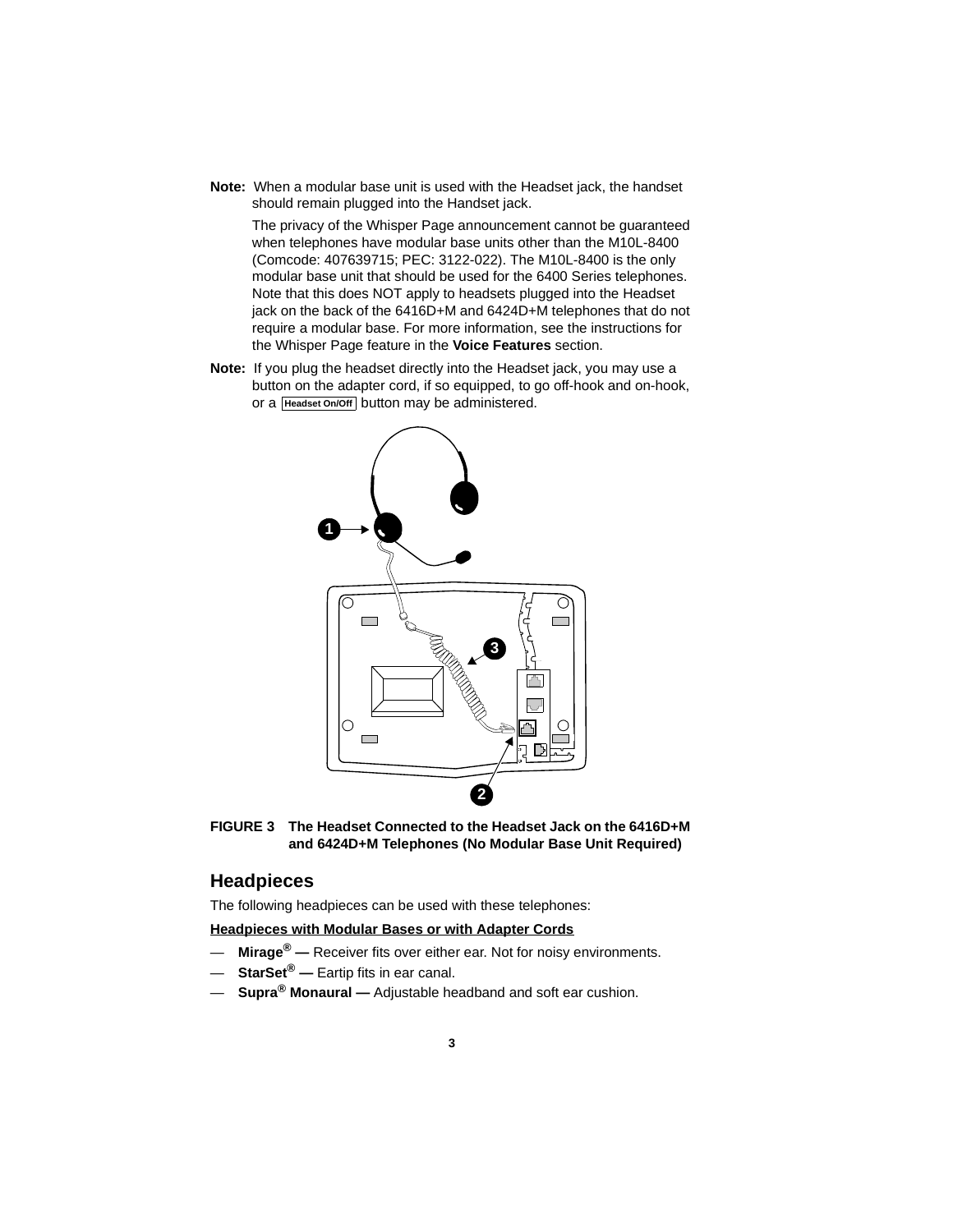**Note:** When a modular base unit is used with the Headset jack, the handset should remain plugged into the Handset jack.

The privacy of the Whisper Page announcement cannot be guaranteed when telephones have modular base units other than the M10L-8400 (Comcode: 407639715; PEC: 3122-022). The M10L-8400 is the only modular base unit that should be used for the 6400 Series telephones. Note that this does NOT apply to headsets plugged into the Headset jack on the back of the 6416D+M and 6424D+M telephones that do not require a modular base. For more information, see the instructions for the Whisper Page feature in the **Voice Features** section.

**Note:** If you plug the headset directly into the Headset jack, you may use a button on the adapter cord, if so equipped, to go off-hook and on-hook, or a [Headset On/Off] button may be administered.

**FIGURE 3 The Headset Connected to the Headset Jack on the 6416D+M and 6424D+M Telephones (No Modular Base Unit Required)**

## Headpieces

The following headpieces can be used with these telephones:

**Headpieces with Modular Bases or with Adapter Cords**

— **Mirage® —** Receiver fits over either ear. Not for noisy environments.
— **StarSet® —** Eartip fits in ear canal.
— **Supra® Monaural —** Adjustable headband and soft ear cushion.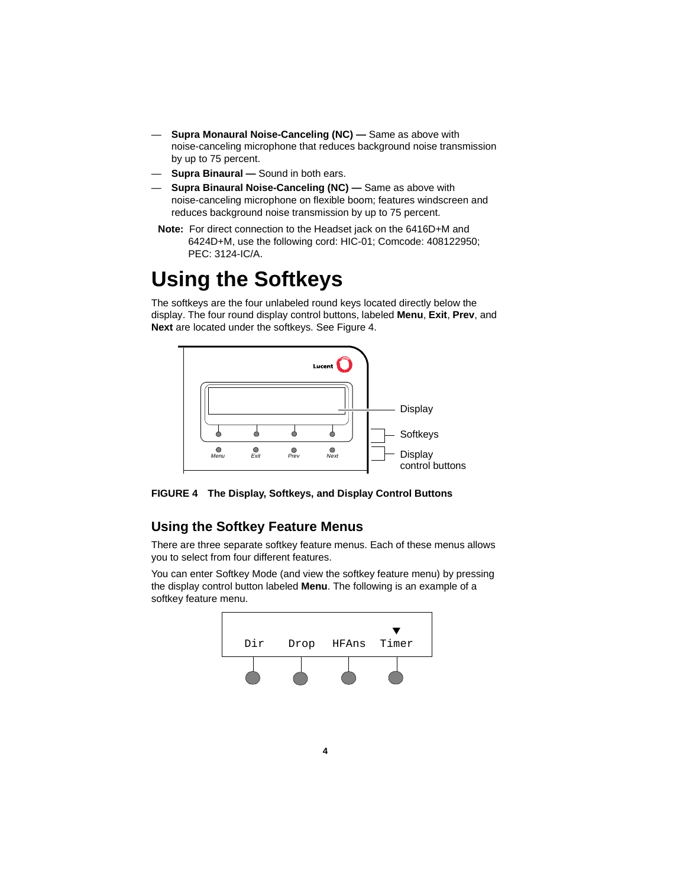— **Supra Monaural Noise-Canceling (NC) —** Same as above with noise-canceling microphone that reduces background noise transmission by up to 75 percent.

— **Supra Binaural —** Sound in both ears.

— **Supra Binaural Noise-Canceling (NC) —** Same as above with noise-canceling microphone on flexible boom; features windscreen and reduces background noise transmission by up to 75 percent.

**Note:** For direct connection to the Headset jack on the 6416D+M and 6424D+M, use the following cord: HIC-01; Comcode: 408122950; PEC: 3124-IC/A.

# Using the Softkeys

The softkeys are the four unlabeled round keys located directly below the display. The four round display control buttons, labeled **Menu**, **Exit**, **Prev**, and **Next** are located under the softkeys. See Figure 4.

**FIGURE 4 The Display, Softkeys, and Display Control Buttons**

## Using the Softkey Feature Menus

There are three separate softkey feature menus. Each of these menus allows you to select from four different features.

You can enter Softkey Mode (and view the softkey feature menu) by pressing the display control button labeled **Menu**. The following is an example of a softkey feature menu.

```
                                ▼
 Dir    Drop    HFAns    Timer
```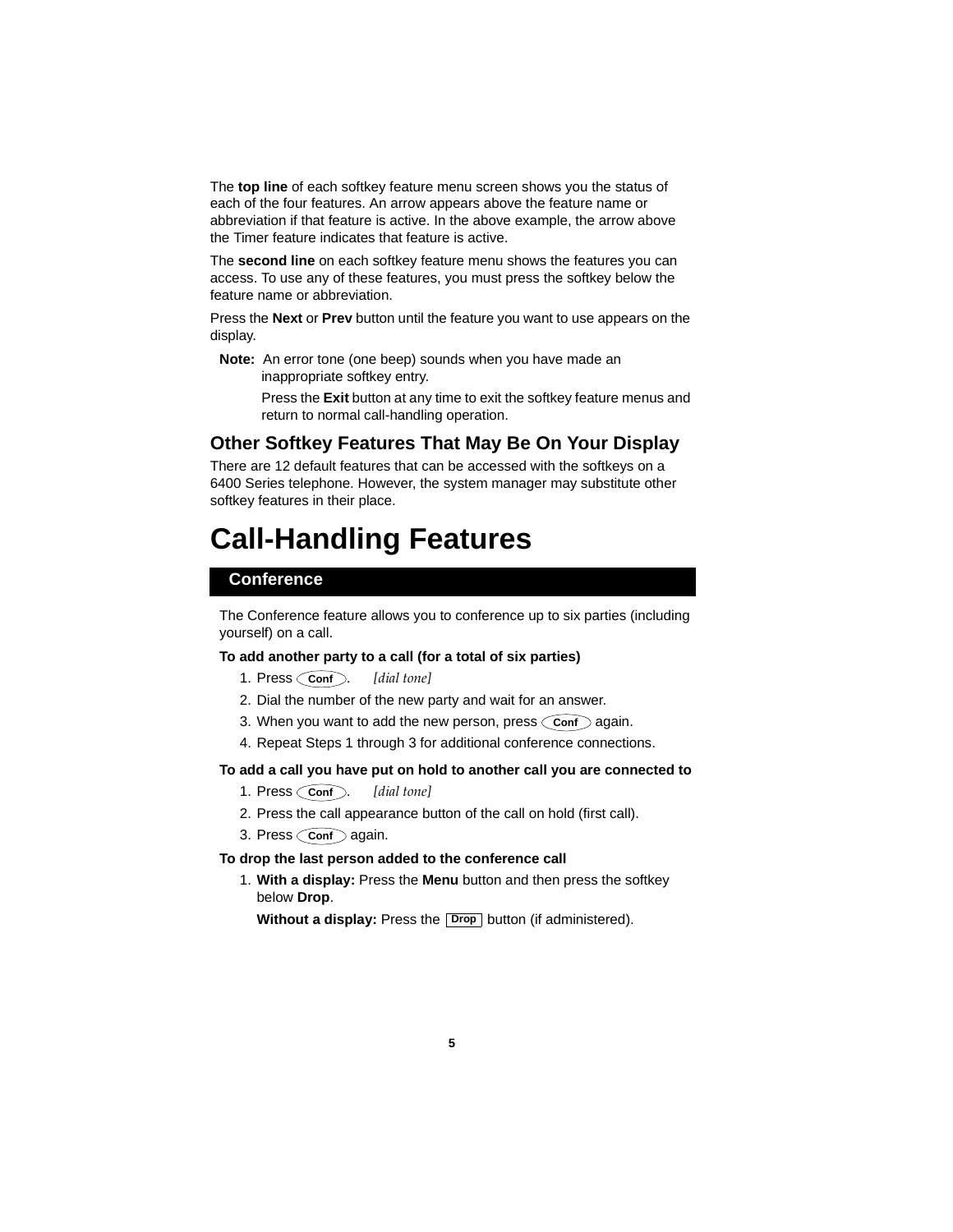The **top line** of each softkey feature menu screen shows you the status of each of the four features. An arrow appears above the feature name or abbreviation if that feature is active. In the above example, the arrow above the Timer feature indicates that feature is active.

The **second line** on each softkey feature menu shows the features you can access. To use any of these features, you must press the softkey below the feature name or abbreviation.

Press the **Next** or **Prev** button until the feature you want to use appears on the display.

**Note:** An error tone (one beep) sounds when you have made an inappropriate softkey entry.

Press the **Exit** button at any time to exit the softkey feature menus and return to normal call-handling operation.

## Other Softkey Features That May Be On Your Display

There are 12 default features that can be accessed with the softkeys on a 6400 Series telephone. However, the system manager may substitute other softkey features in their place.

# Call-Handling Features

## Conference

The Conference feature allows you to conference up to six parties (including yourself) on a call.

**To add another party to a call (for a total of six parties)**

1. Press **Conf**. *[dial tone]*
2. Dial the number of the new party and wait for an answer.
3. When you want to add the new person, press **Conf** again.
4. Repeat Steps 1 through 3 for additional conference connections.

**To add a call you have put on hold to another call you are connected to**

1. Press **Conf**. *[dial tone]*
2. Press the call appearance button of the call on hold (first call).
3. Press **Conf** again.

**To drop the last person added to the conference call**

1. **With a display:** Press the **Menu** button and then press the softkey below **Drop**.

   **Without a display:** Press the **Drop** button (if administered).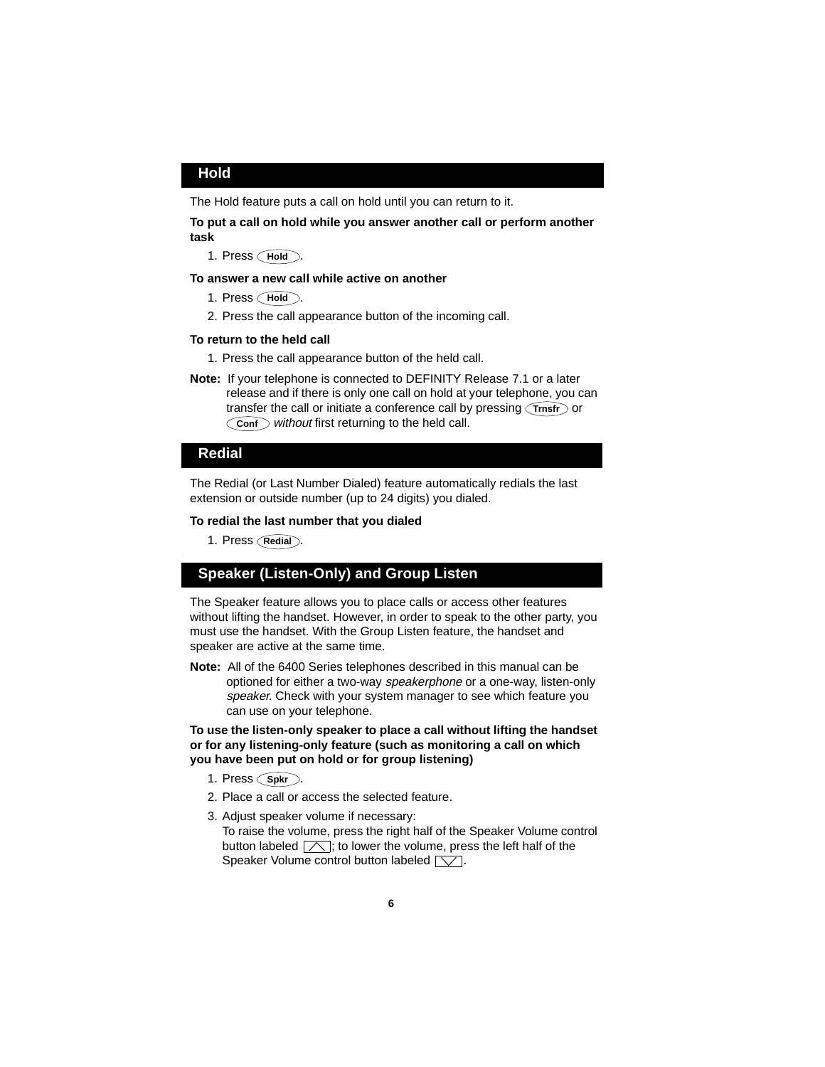## Hold

The Hold feature puts a call on hold until you can return to it.

**To put a call on hold while you answer another call or perform another task**

1. Press Hold.

**To answer a new call while active on another**

1. Press Hold.
2. Press the call appearance button of the incoming call.

**To return to the held call**

1. Press the call appearance button of the held call.

**Note:** If your telephone is connected to DEFINITY Release 7.1 or a later release and if there is only one call on hold at your telephone, you can transfer the call or initiate a conference call by pressing Trnsfr or Conf *without* first returning to the held call.

## Redial

The Redial (or Last Number Dialed) feature automatically redials the last extension or outside number (up to 24 digits) you dialed.

**To redial the last number that you dialed**

1. Press Redial.

## Speaker (Listen-Only) and Group Listen

The Speaker feature allows you to place calls or access other features without lifting the handset. However, in order to speak to the other party, you must use the handset. With the Group Listen feature, the handset and speaker are active at the same time.

**Note:** All of the 6400 Series telephones described in this manual can be optioned for either a two-way *speakerphone* or a one-way, listen-only *speaker*. Check with your system manager to see which feature you can use on your telephone.

**To use the listen-only speaker to place a call without lifting the handset or for any listening-only feature (such as monitoring a call on which you have been put on hold or for group listening)**

1. Press Spkr.
2. Place a call or access the selected feature.
3. Adjust speaker volume if necessary:
   To raise the volume, press the right half of the Speaker Volume control button labeled ∧; to lower the volume, press the left half of the Speaker Volume control button labeled ∨.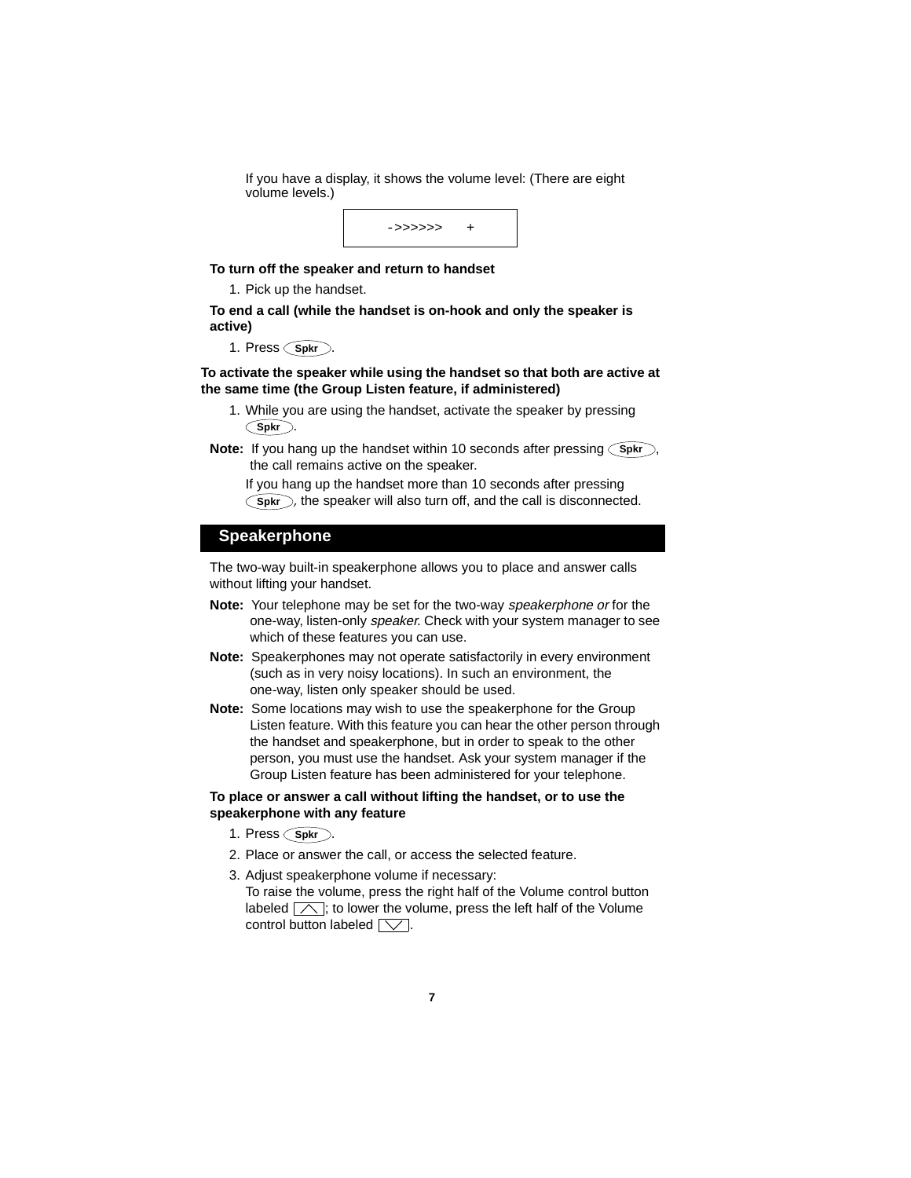If you have a display, it shows the volume level: (There are eight volume levels.)

```
->>>>>>     +
```

**To turn off the speaker and return to handset**

1. Pick up the handset.

**To end a call (while the handset is on-hook and only the speaker is active)**

1. Press Spkr.

**To activate the speaker while using the handset so that both are active at the same time (the Group Listen feature, if administered)**

1. While you are using the handset, activate the speaker by pressing Spkr.

**Note:** If you hang up the handset within 10 seconds after pressing Spkr, the call remains active on the speaker.

If you hang up the handset more than 10 seconds after pressing Spkr*,* the speaker will also turn off, and the call is disconnected.

## Speakerphone

The two-way built-in speakerphone allows you to place and answer calls without lifting your handset.

**Note:** Your telephone may be set for the two-way *speakerphone or* for the one-way, listen-only *speaker.* Check with your system manager to see which of these features you can use.

**Note:** Speakerphones may not operate satisfactorily in every environment (such as in very noisy locations). In such an environment, the one-way, listen only speaker should be used.

**Note:** Some locations may wish to use the speakerphone for the Group Listen feature. With this feature you can hear the other person through the handset and speakerphone, but in order to speak to the other person, you must use the handset. Ask your system manager if the Group Listen feature has been administered for your telephone.

**To place or answer a call without lifting the handset, or to use the speakerphone with any feature**

1. Press Spkr.
2. Place or answer the call, or access the selected feature.
3. Adjust speakerphone volume if necessary:
   To raise the volume, press the right half of the Volume control button labeled [∧]; to lower the volume, press the left half of the Volume control button labeled [∨].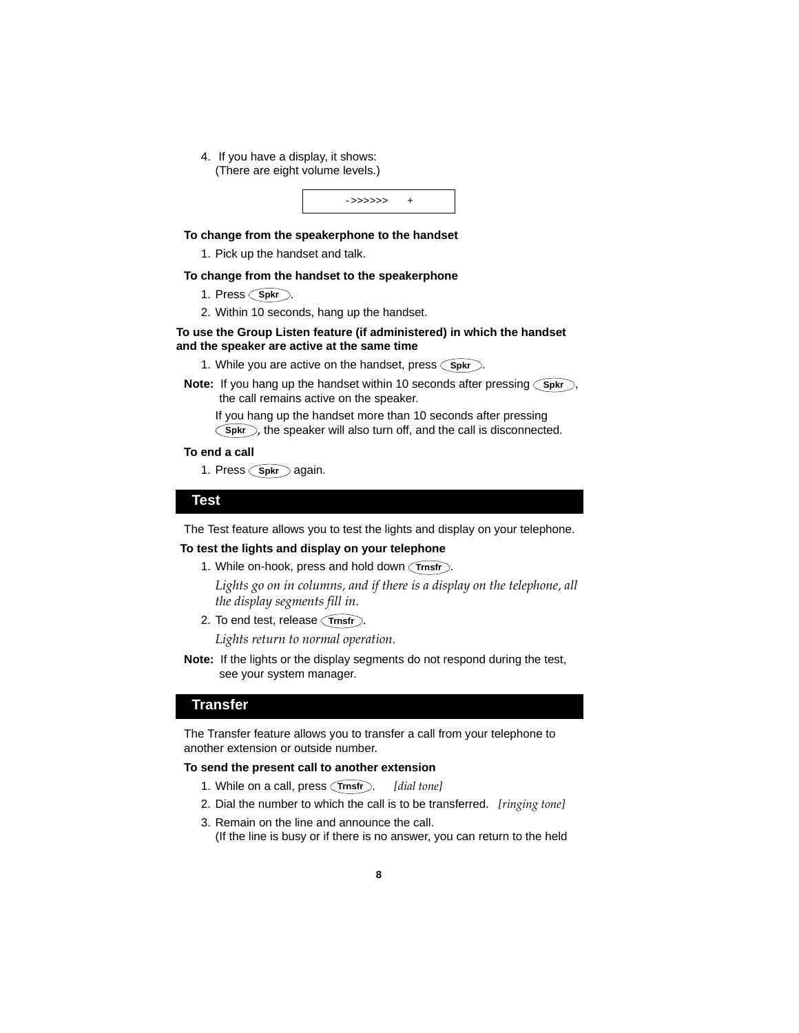4. If you have a display, it shows:
   (There are eight volume levels.)

```
- >>>>>>     +
```

**To change from the speakerphone to the handset**

1. Pick up the handset and talk.

**To change from the handset to the speakerphone**

1. Press Spkr.
2. Within 10 seconds, hang up the handset.

**To use the Group Listen feature (if administered) in which the handset and the speaker are active at the same time**

1. While you are active on the handset, press Spkr.

**Note:** If you hang up the handset within 10 seconds after pressing Spkr, the call remains active on the speaker.

If you hang up the handset more than 10 seconds after pressing Spkr, the speaker will also turn off, and the call is disconnected.

**To end a call**

1. Press Spkr again.

## Test

The Test feature allows you to test the lights and display on your telephone.

**To test the lights and display on your telephone**

1. While on-hook, press and hold down Trnsfr.

   *Lights go on in columns, and if there is a display on the telephone, all the display segments fill in.*

2. To end test, release Trnsfr.

   *Lights return to normal operation.*

**Note:** If the lights or the display segments do not respond during the test, see your system manager.

## Transfer

The Transfer feature allows you to transfer a call from your telephone to another extension or outside number.

**To send the present call to another extension**

1. While on a call, press Trnsfr. *[dial tone]*
2. Dial the number to which the call is to be transferred. *[ringing tone]*
3. Remain on the line and announce the call.
   (If the line is busy or if there is no answer, you can return to the held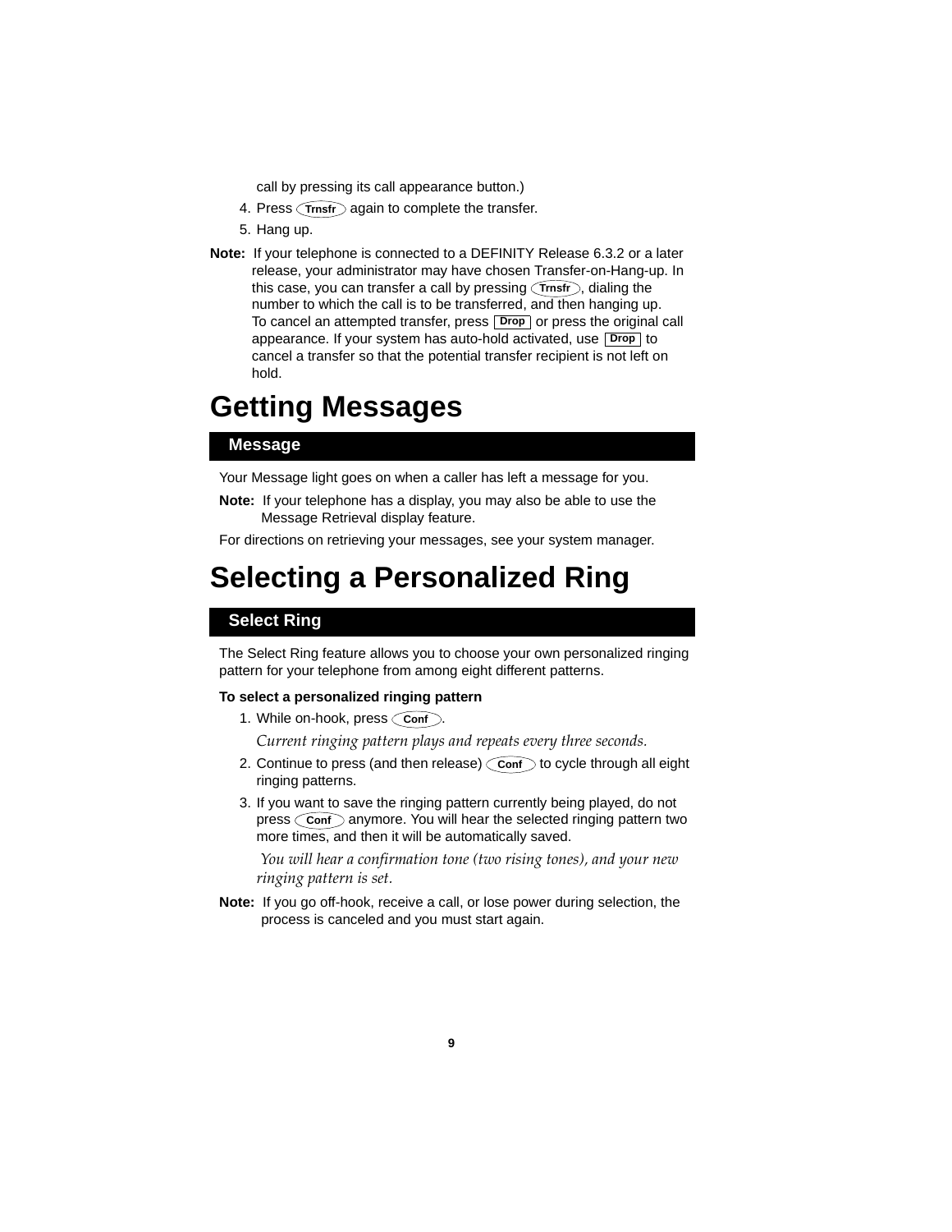call by pressing its call appearance button.)

4. Press **Trnsfr** again to complete the transfer.
5. Hang up.

**Note:** If your telephone is connected to a DEFINITY Release 6.3.2 or a later release, your administrator may have chosen Transfer-on-Hang-up. In this case, you can transfer a call by pressing **Trnsfr**, dialing the number to which the call is to be transferred, and then hanging up. To cancel an attempted transfer, press **Drop** or press the original call appearance. If your system has auto-hold activated, use **Drop** to cancel a transfer so that the potential transfer recipient is not left on hold.

# Getting Messages

## Message

Your Message light goes on when a caller has left a message for you.

**Note:** If your telephone has a display, you may also be able to use the Message Retrieval display feature.

For directions on retrieving your messages, see your system manager.

# Selecting a Personalized Ring

## Select Ring

The Select Ring feature allows you to choose your own personalized ringing pattern for your telephone from among eight different patterns.

**To select a personalized ringing pattern**

1. While on-hook, press **Conf**.

   *Current ringing pattern plays and repeats every three seconds.*

2. Continue to press (and then release) **Conf** to cycle through all eight ringing patterns.
3. If you want to save the ringing pattern currently being played, do not press **Conf** anymore. You will hear the selected ringing pattern two more times, and then it will be automatically saved.

   *You will hear a confirmation tone (two rising tones), and your new ringing pattern is set.*

**Note:** If you go off-hook, receive a call, or lose power during selection, the process is canceled and you must start again.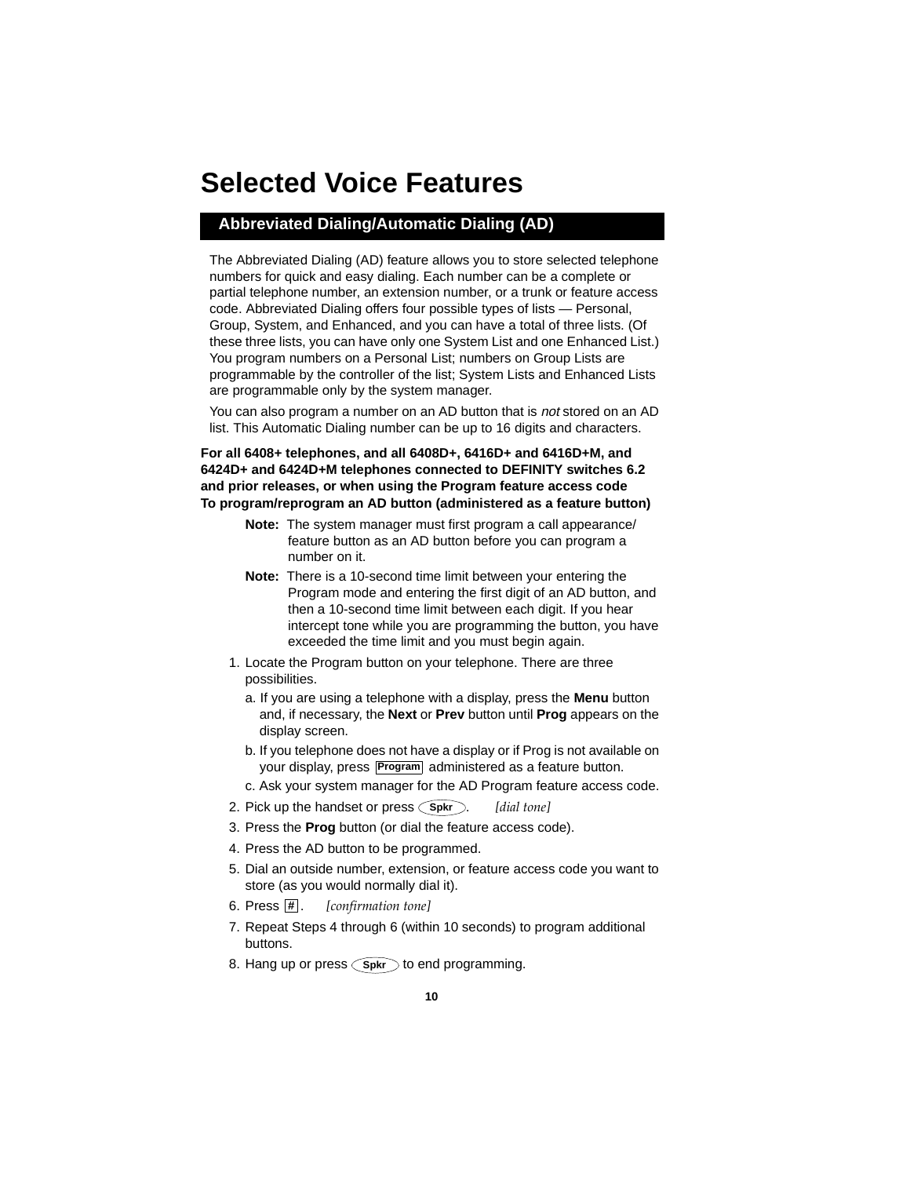# Selected Voice Features

## Abbreviated Dialing/Automatic Dialing (AD)

The Abbreviated Dialing (AD) feature allows you to store selected telephone numbers for quick and easy dialing. Each number can be a complete or partial telephone number, an extension number, or a trunk or feature access code. Abbreviated Dialing offers four possible types of lists — Personal, Group, System, and Enhanced, and you can have a total of three lists. (Of these three lists, you can have only one System List and one Enhanced List.) You program numbers on a Personal List; numbers on Group Lists are programmable by the controller of the list; System Lists and Enhanced Lists are programmable only by the system manager.

You can also program a number on an AD button that is *not* stored on an AD list. This Automatic Dialing number can be up to 16 digits and characters.

**For all 6408+ telephones, and all 6408D+, 6416D+ and 6416D+M, and 6424D+ and 6424D+M telephones connected to DEFINITY switches 6.2 and prior releases, or when using the Program feature access code**
**To program/reprogram an AD button (administered as a feature button)**

> **Note:** The system manager must first program a call appearance/feature button as an AD button before you can program a number on it.

> **Note:** There is a 10-second time limit between your entering the Program mode and entering the first digit of an AD button, and then a 10-second time limit between each digit. If you hear intercept tone while you are programming the button, you have exceeded the time limit and you must begin again.

1. Locate the Program button on your telephone. There are three possibilities.
   a. If you are using a telephone with a display, press the **Menu** button and, if necessary, the **Next** or **Prev** button until **Prog** appears on the display screen.
   b. If you telephone does not have a display or if Prog is not available on your display, press **Program** administered as a feature button.
   c. Ask your system manager for the AD Program feature access code.
2. Pick up the handset or press **Spkr**. *[dial tone]*
3. Press the **Prog** button (or dial the feature access code).
4. Press the AD button to be programmed.
5. Dial an outside number, extension, or feature access code you want to store (as you would normally dial it).
6. Press **#**. *[confirmation tone]*
7. Repeat Steps 4 through 6 (within 10 seconds) to program additional buttons.
8. Hang up or press **Spkr** to end programming.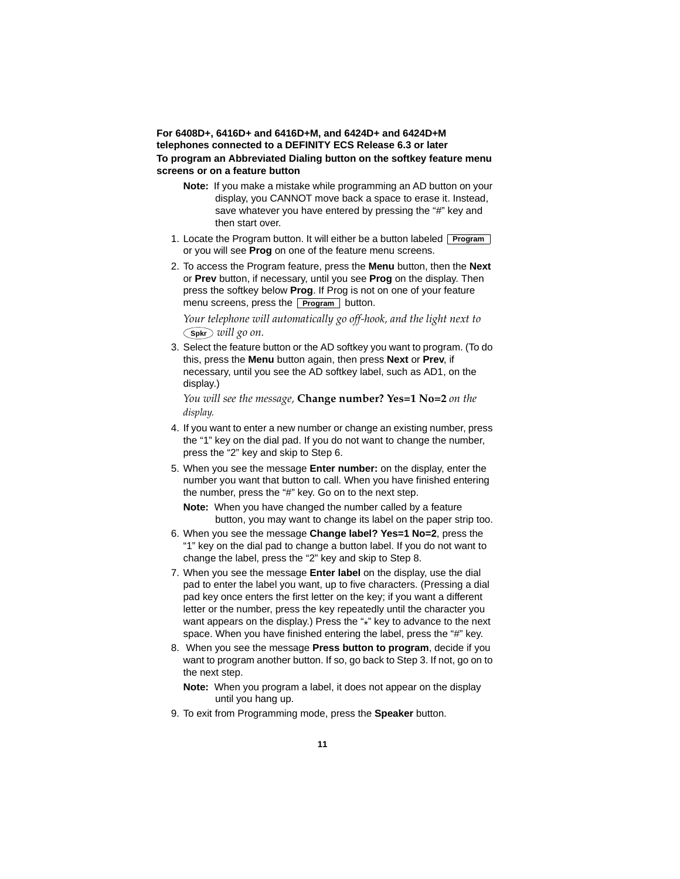**For 6408D+, 6416D+ and 6416D+M, and 6424D+ and 6424D+M telephones connected to a DEFINITY ECS Release 6.3 or later**

**To program an Abbreviated Dialing button on the softkey feature menu screens or on a feature button**

**Note:** If you make a mistake while programming an AD button on your display, you CANNOT move back a space to erase it. Instead, save whatever you have entered by pressing the "#" key and then start over.

1. Locate the Program button. It will either be a button labeled **Program** or you will see **Prog** on one of the feature menu screens.
2. To access the Program feature, press the **Menu** button, then the **Next** or **Prev** button, if necessary, until you see **Prog** on the display. Then press the softkey below **Prog**. If Prog is not on one of your feature menu screens, press the **Program** button.

   *Your telephone will automatically go off-hook, and the light next to* **Spkr** *will go on.*
3. Select the feature button or the AD softkey you want to program. (To do this, press the **Menu** button again, then press **Next** or **Prev**, if necessary, until you see the AD softkey label, such as AD1, on the display.)

   *You will see the message,* **Change number? Yes=1 No=2** *on the display.*
4. If you want to enter a new number or change an existing number, press the "1" key on the dial pad. If you do not want to change the number, press the "2" key and skip to Step 6.
5. When you see the message **Enter number:** on the display, enter the number you want that button to call. When you have finished entering the number, press the "#" key. Go on to the next step.

   **Note:** When you have changed the number called by a feature button, you may want to change its label on the paper strip too.
6. When you see the message **Change label? Yes=1 No=2**, press the "1" key on the dial pad to change a button label. If you do not want to change the label, press the "2" key and skip to Step 8.
7. When you see the message **Enter label** on the display, use the dial pad to enter the label you want, up to five characters. (Pressing a dial pad key once enters the first letter on the key; if you want a different letter or the number, press the key repeatedly until the character you want appears on the display.) Press the "*" key to advance to the next space. When you have finished entering the label, press the "#" key.
8. When you see the message **Press button to program**, decide if you want to program another button. If so, go back to Step 3. If not, go on to the next step.

   **Note:** When you program a label, it does not appear on the display until you hang up.
9. To exit from Programming mode, press the **Speaker** button.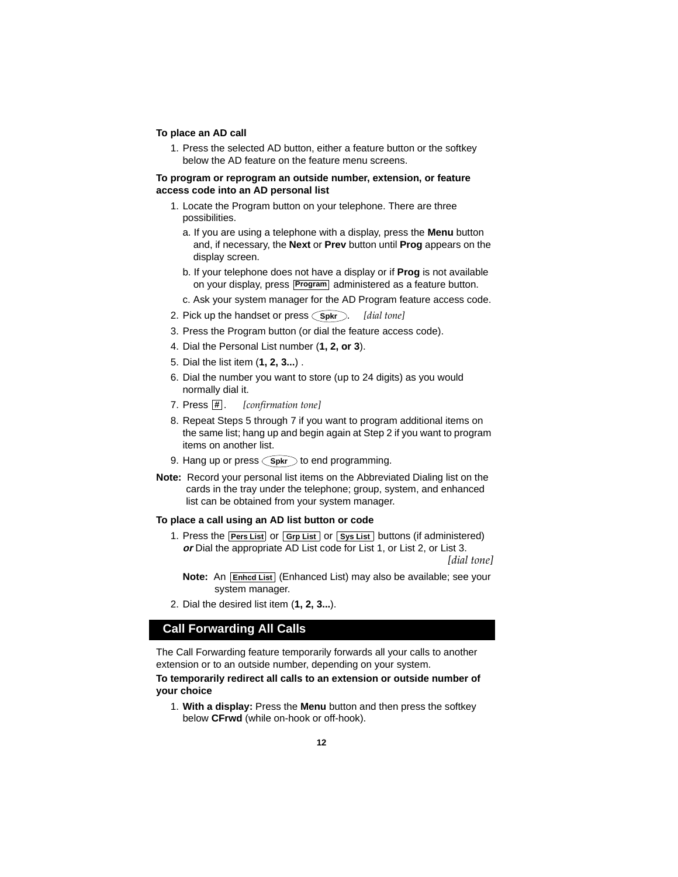**To place an AD call**

1. Press the selected AD button, either a feature button or the softkey below the AD feature on the feature menu screens.

**To program or reprogram an outside number, extension, or feature access code into an AD personal list**

1. Locate the Program button on your telephone. There are three possibilities.
   a. If you are using a telephone with a display, press the **Menu** button and, if necessary, the **Next** or **Prev** button until **Prog** appears on the display screen.
   b. If your telephone does not have a display or if **Prog** is not available on your display, press **Program** administered as a feature button.
   c. Ask your system manager for the AD Program feature access code.
2. Pick up the handset or press **Spkr**. *[dial tone]*
3. Press the Program button (or dial the feature access code).
4. Dial the Personal List number (**1, 2, or 3**).
5. Dial the list item (**1, 2, 3...**) .
6. Dial the number you want to store (up to 24 digits) as you would normally dial it.
7. Press **#**. *[confirmation tone]*
8. Repeat Steps 5 through 7 if you want to program additional items on the same list; hang up and begin again at Step 2 if you want to program items on another list.
9. Hang up or press **Spkr** to end programming.

**Note:** Record your personal list items on the Abbreviated Dialing list on the cards in the tray under the telephone; group, system, and enhanced list can be obtained from your system manager.

**To place a call using an AD list button or code**

1. Press the **Pers List** or **Grp List** or **Sys List** buttons (if administered) ***or*** Dial the appropriate AD List code for List 1, or List 2, or List 3. *[dial tone]*

   **Note:** An **Enhcd List** (Enhanced List) may also be available; see your system manager.

2. Dial the desired list item (**1, 2, 3...**).

## Call Forwarding All Calls

The Call Forwarding feature temporarily forwards all your calls to another extension or to an outside number, depending on your system.

**To temporarily redirect all calls to an extension or outside number of your choice**

1. **With a display:** Press the **Menu** button and then press the softkey below **CFrwd** (while on-hook or off-hook).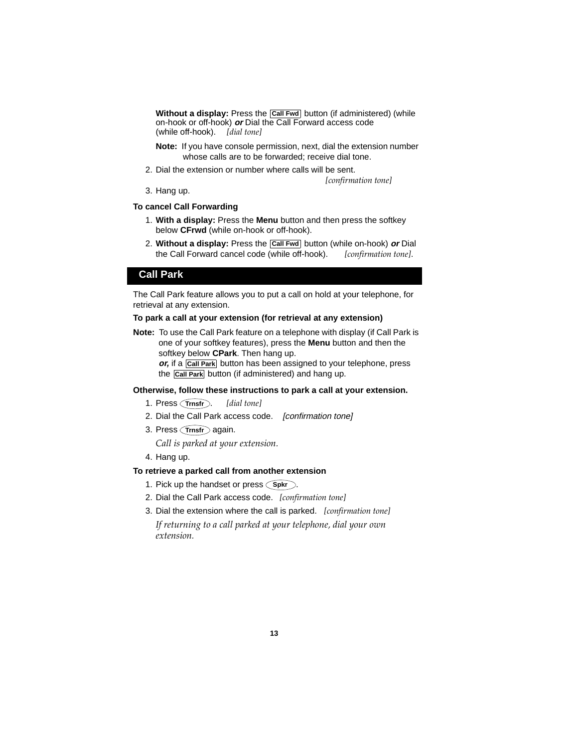**Without a display:** Press the [Call Fwd] button (if administered) (while on-hook or off-hook) ***or*** Dial the Call Forward access code (while off-hook). *[dial tone]*

**Note:** If you have console permission, next, dial the extension number whose calls are to be forwarded; receive dial tone.

2. Dial the extension or number where calls will be sent. *[confirmation tone]*
3. Hang up.

**To cancel Call Forwarding**

1. **With a display:** Press the **Menu** button and then press the softkey below **CFrwd** (while on-hook or off-hook).
2. **Without a display:** Press the [Call Fwd] button (while on-hook) ***or*** Dial the Call Forward cancel code (while off-hook). *[confirmation tone]*.

## Call Park

The Call Park feature allows you to put a call on hold at your telephone, for retrieval at any extension.

**To park a call at your extension (for retrieval at any extension)**

**Note:** To use the Call Park feature on a telephone with display (if Call Park is one of your softkey features), press the **Menu** button and then the softkey below **CPark**. Then hang up.
***or,*** if a [Call Park] button has been assigned to your telephone, press the [Call Park] button (if administered) and hang up.

**Otherwise, follow these instructions to park a call at your extension.**

1. Press (Trnsfr). *[dial tone]*
2. Dial the Call Park access code. *[confirmation tone]*
3. Press (Trnsfr) again.

   *Call is parked at your extension.*
4. Hang up.

**To retrieve a parked call from another extension**

1. Pick up the handset or press (Spkr).
2. Dial the Call Park access code. *[confirmation tone]*
3. Dial the extension where the call is parked. *[confirmation tone]*

   *If returning to a call parked at your telephone, dial your own extension.*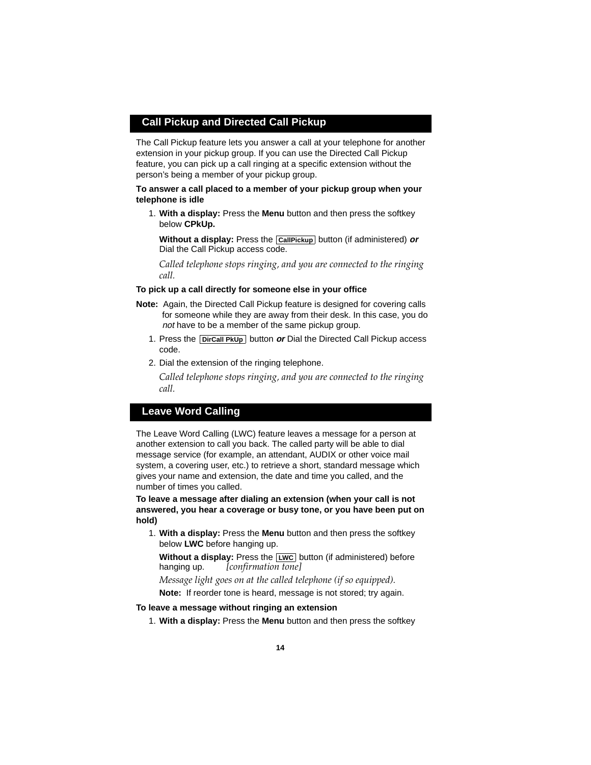## Call Pickup and Directed Call Pickup

The Call Pickup feature lets you answer a call at your telephone for another extension in your pickup group. If you can use the Directed Call Pickup feature, you can pick up a call ringing at a specific extension without the person's being a member of your pickup group.

**To answer a call placed to a member of your pickup group when your telephone is idle**

1. **With a display:** Press the **Menu** button and then press the softkey below **CPkUp.**

   **Without a display:** Press the [CallPickup] button (if administered) ***or*** Dial the Call Pickup access code.

   *Called telephone stops ringing, and you are connected to the ringing call.*

**To pick up a call directly for someone else in your office**

**Note:** Again, the Directed Call Pickup feature is designed for covering calls for someone while they are away from their desk. In this case, you do *not* have to be a member of the same pickup group.

1. Press the [DirCall PkUp] button ***or*** Dial the Directed Call Pickup access code.
2. Dial the extension of the ringing telephone.

   *Called telephone stops ringing, and you are connected to the ringing call.*

## Leave Word Calling

The Leave Word Calling (LWC) feature leaves a message for a person at another extension to call you back. The called party will be able to dial message service (for example, an attendant, AUDIX or other voice mail system, a covering user, etc.) to retrieve a short, standard message which gives your name and extension, the date and time you called, and the number of times you called.

**To leave a message after dialing an extension (when your call is not answered, you hear a coverage or busy tone, or you have been put on hold)**

1. **With a display:** Press the **Menu** button and then press the softkey below **LWC** before hanging up.

   **Without a display:** Press the [LWC] button (if administered) before hanging up. *[confirmation tone]*

   *Message light goes on at the called telephone (if so equipped).*

   **Note:** If reorder tone is heard, message is not stored; try again.

**To leave a message without ringing an extension**

1. **With a display:** Press the **Menu** button and then press the softkey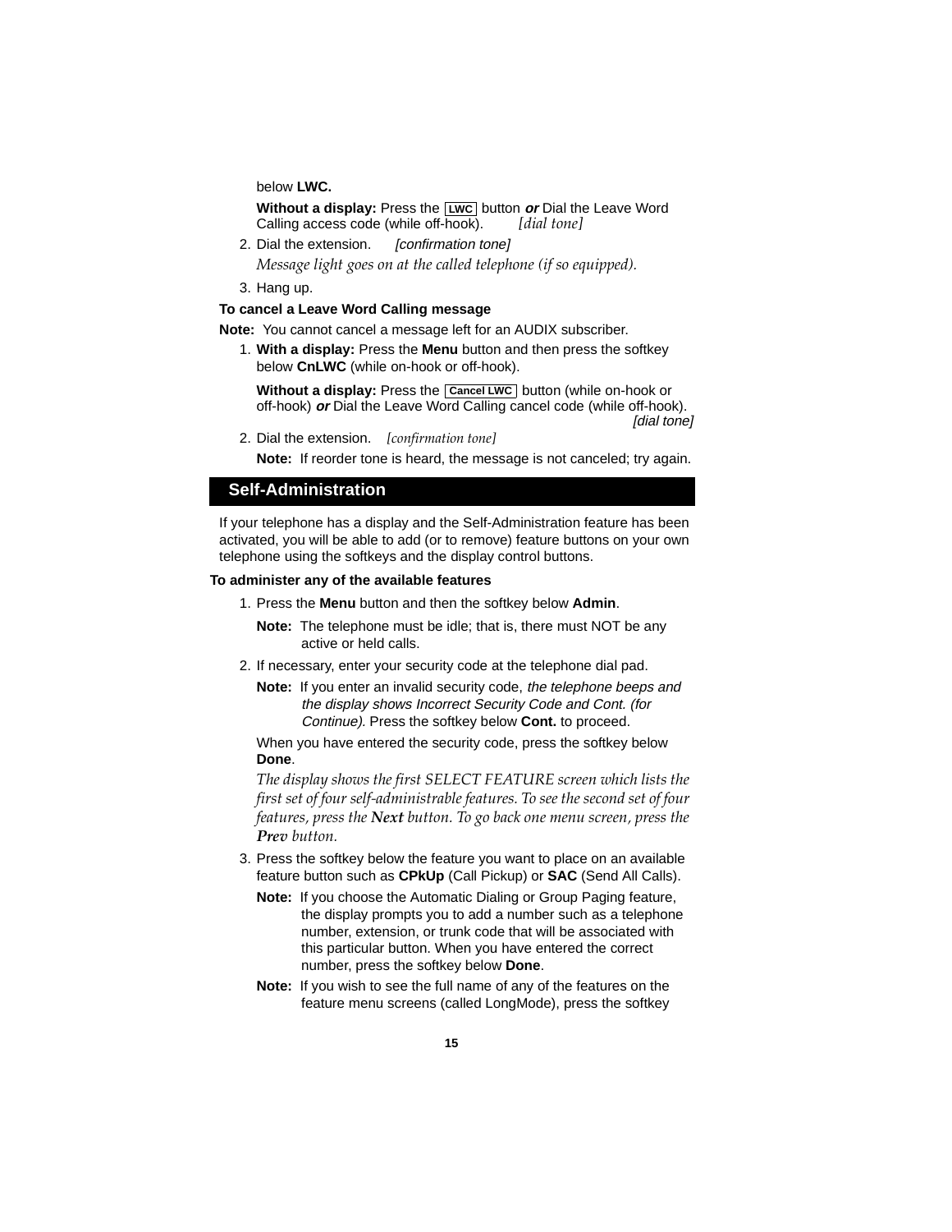below **LWC.**

**Without a display:** Press the [LWC] button ***or*** Dial the Leave Word Calling access code (while off-hook). *[dial tone]*

2. Dial the extension. *[confirmation tone]*

   *Message light goes on at the called telephone (if so equipped).*

3. Hang up.

**To cancel a Leave Word Calling message**

**Note:** You cannot cancel a message left for an AUDIX subscriber.

1. **With a display:** Press the **Menu** button and then press the softkey below **CnLWC** (while on-hook or off-hook).

   **Without a display:** Press the [Cancel LWC] button (while on-hook or off-hook) ***or*** Dial the Leave Word Calling cancel code (while off-hook). *[dial tone]*

2. Dial the extension. *[confirmation tone]*

   **Note:** If reorder tone is heard, the message is not canceled; try again.

## Self-Administration

If your telephone has a display and the Self-Administration feature has been activated, you will be able to add (or to remove) feature buttons on your own telephone using the softkeys and the display control buttons.

**To administer any of the available features**

1. Press the **Menu** button and then the softkey below **Admin**.

   **Note:** The telephone must be idle; that is, there must NOT be any active or held calls.

2. If necessary, enter your security code at the telephone dial pad.

   **Note:** If you enter an invalid security code, *the telephone beeps and the display shows Incorrect Security Code and Cont. (for Continue).* Press the softkey below **Cont.** to proceed.

   When you have entered the security code, press the softkey below **Done**.

   *The display shows the first SELECT FEATURE screen which lists the first set of four self-administrable features. To see the second set of four features, press the **Next** button. To go back one menu screen, press the **Prev** button.*

3. Press the softkey below the feature you want to place on an available feature button such as **CPkUp** (Call Pickup) or **SAC** (Send All Calls).

   **Note:** If you choose the Automatic Dialing or Group Paging feature, the display prompts you to add a number such as a telephone number, extension, or trunk code that will be associated with this particular button. When you have entered the correct number, press the softkey below **Done**.

   **Note:** If you wish to see the full name of any of the features on the feature menu screens (called LongMode), press the softkey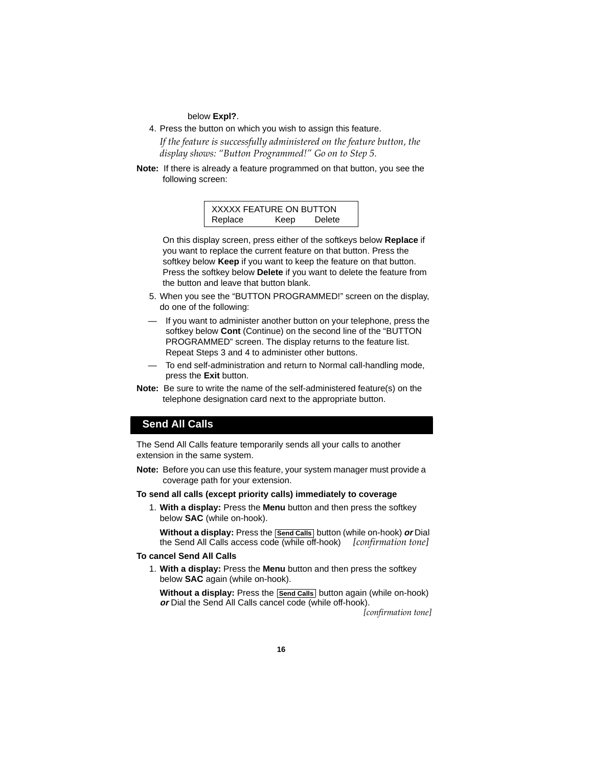below **Expl?**.

4. Press the button on which you wish to assign this feature.

   *If the feature is successfully administered on the feature button, the display shows: "Button Programmed!" Go on to Step 5.*

**Note:** If there is already a feature programmed on that button, you see the following screen:

```
XXXXX FEATURE ON BUTTON
Replace        Keep     Delete
```

On this display screen, press either of the softkeys below **Replace** if you want to replace the current feature on that button. Press the softkey below **Keep** if you want to keep the feature on that button. Press the softkey below **Delete** if you want to delete the feature from the button and leave that button blank.

5. When you see the "BUTTON PROGRAMMED!" screen on the display, do one of the following:

— If you want to administer another button on your telephone, press the softkey below **Cont** (Continue) on the second line of the "BUTTON PROGRAMMED" screen. The display returns to the feature list. Repeat Steps 3 and 4 to administer other buttons.

— To end self-administration and return to Normal call-handling mode, press the **Exit** button.

**Note:** Be sure to write the name of the self-administered feature(s) on the telephone designation card next to the appropriate button.

## Send All Calls

The Send All Calls feature temporarily sends all your calls to another extension in the same system.

**Note:** Before you can use this feature, your system manager must provide a coverage path for your extension.

**To send all calls (except priority calls) immediately to coverage**

1. **With a display:** Press the **Menu** button and then press the softkey below **SAC** (while on-hook).

   **Without a display:** Press the **Send Calls** button (while on-hook) ***or*** Dial the Send All Calls access code (while off-hook) *[confirmation tone]*

**To cancel Send All Calls**

1. **With a display:** Press the **Menu** button and then press the softkey below **SAC** again (while on-hook).

   **Without a display:** Press the **Send Calls** button again (while on-hook) ***or*** Dial the Send All Calls cancel code (while off-hook). *[confirmation tone]*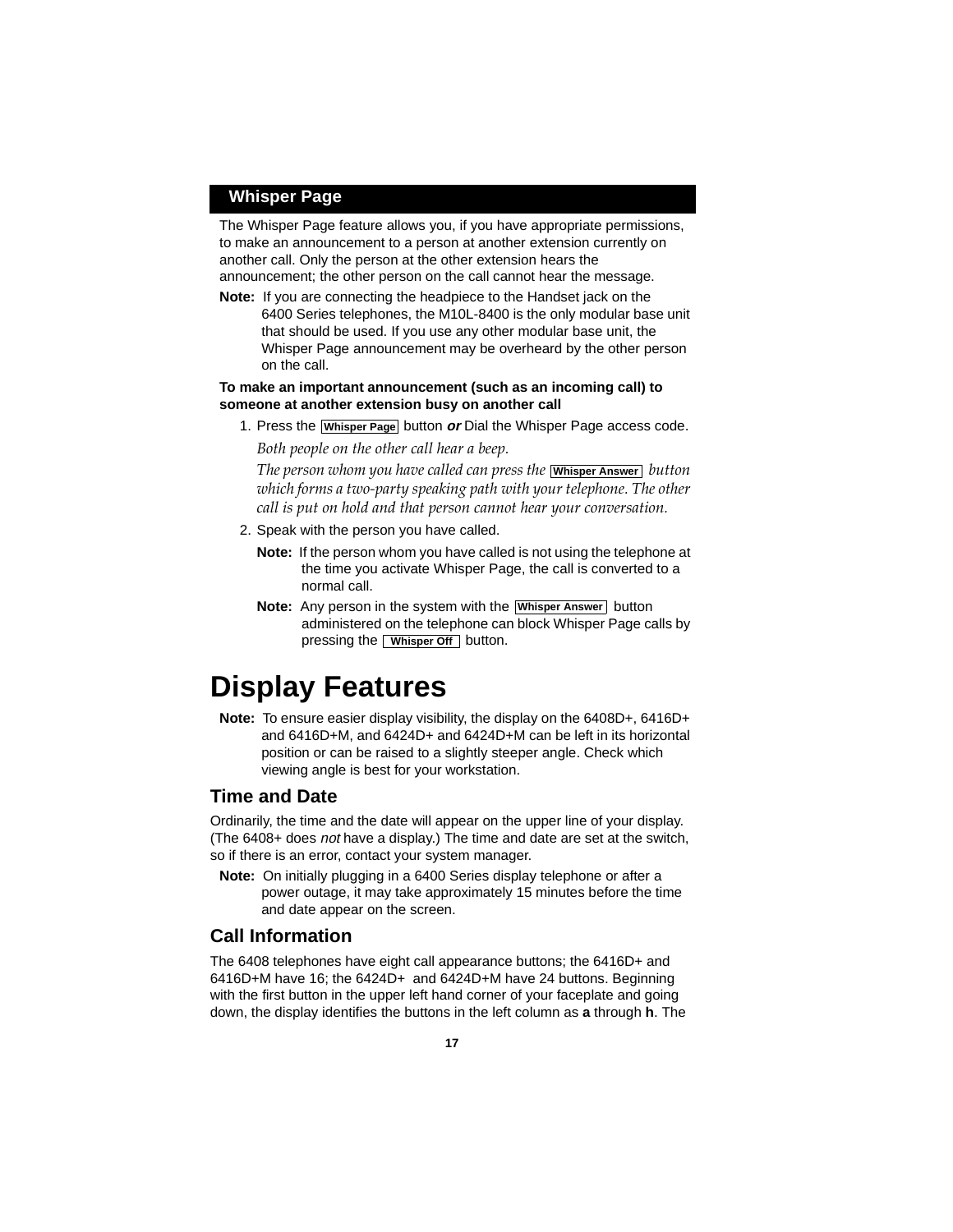## Whisper Page

The Whisper Page feature allows you, if you have appropriate permissions, to make an announcement to a person at another extension currently on another call. Only the person at the other extension hears the announcement; the other person on the call cannot hear the message.

**Note:** If you are connecting the headpiece to the Handset jack on the 6400 Series telephones, the M10L-8400 is the only modular base unit that should be used. If you use any other modular base unit, the Whisper Page announcement may be overheard by the other person on the call.

**To make an important announcement (such as an incoming call) to someone at another extension busy on another call**

1. Press the [Whisper Page] button ***or*** Dial the Whisper Page access code.

   *Both people on the other call hear a beep.*

   *The person whom you have called can press the* [Whisper Answer] *button which forms a two-party speaking path with your telephone. The other call is put on hold and that person cannot hear your conversation.*

2. Speak with the person you have called.

   **Note:** If the person whom you have called is not using the telephone at the time you activate Whisper Page, the call is converted to a normal call.

   **Note:** Any person in the system with the [Whisper Answer] button administered on the telephone can block Whisper Page calls by pressing the [Whisper Off] button.

# Display Features

**Note:** To ensure easier display visibility, the display on the 6408D+, 6416D+ and 6416D+M, and 6424D+ and 6424D+M can be left in its horizontal position or can be raised to a slightly steeper angle. Check which viewing angle is best for your workstation.

## Time and Date

Ordinarily, the time and the date will appear on the upper line of your display. (The 6408+ does *not* have a display.) The time and date are set at the switch, so if there is an error, contact your system manager.

**Note:** On initially plugging in a 6400 Series display telephone or after a power outage, it may take approximately 15 minutes before the time and date appear on the screen.

## Call Information

The 6408 telephones have eight call appearance buttons; the 6416D+ and 6416D+M have 16; the 6424D+ and 6424D+M have 24 buttons. Beginning with the first button in the upper left hand corner of your faceplate and going down, the display identifies the buttons in the left column as **a** through **h**. The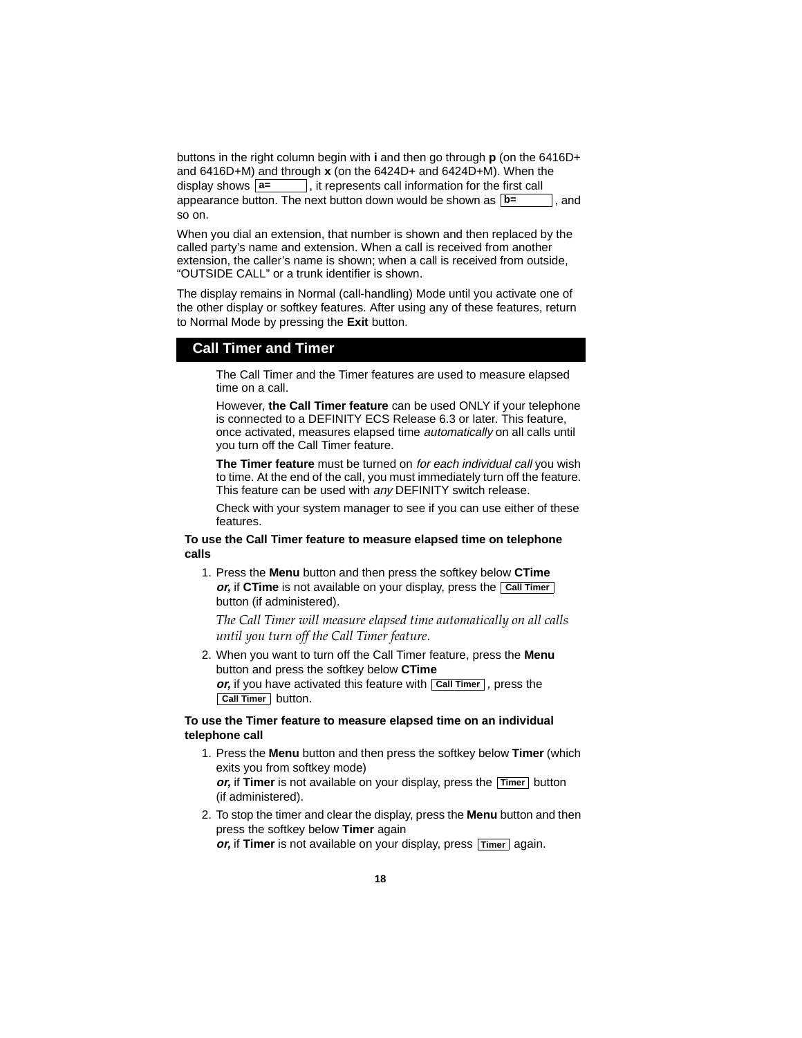buttons in the right column begin with **i** and then go through **p** (on the 6416D+ and 6416D+M) and through **x** (on the 6424D+ and 6424D+M). When the display shows [a= ], it represents call information for the first call appearance button. The next button down would be shown as [b= ], and so on.

When you dial an extension, that number is shown and then replaced by the called party's name and extension. When a call is received from another extension, the caller's name is shown; when a call is received from outside, "OUTSIDE CALL" or a trunk identifier is shown.

The display remains in Normal (call-handling) Mode until you activate one of the other display or softkey features. After using any of these features, return to Normal Mode by pressing the **Exit** button.

## Call Timer and Timer

The Call Timer and the Timer features are used to measure elapsed time on a call.

However, **the Call Timer feature** can be used ONLY if your telephone is connected to a DEFINITY ECS Release 6.3 or later. This feature, once activated, measures elapsed time *automatically* on all calls until you turn off the Call Timer feature.

**The Timer feature** must be turned on *for each individual call* you wish to time. At the end of the call, you must immediately turn off the feature. This feature can be used with *any* DEFINITY switch release.

Check with your system manager to see if you can use either of these features.

**To use the Call Timer feature to measure elapsed time on telephone calls**

1. Press the **Menu** button and then press the softkey below **CTime**
   ***or,*** if **CTime** is not available on your display, press the [Call Timer] button (if administered).

   *The Call Timer will measure elapsed time automatically on all calls until you turn off the Call Timer feature.*

2. When you want to turn off the Call Timer feature, press the **Menu** button and press the softkey below **CTime**
   ***or,*** if you have activated this feature with [Call Timer], press the [Call Timer] button.

**To use the Timer feature to measure elapsed time on an individual telephone call**

1. Press the **Menu** button and then press the softkey below **Timer** (which exits you from softkey mode)
   ***or,*** if **Timer** is not available on your display, press the [Timer] button (if administered).

2. To stop the timer and clear the display, press the **Menu** button and then press the softkey below **Timer** again
   ***or,*** if **Timer** is not available on your display, press [Timer] again.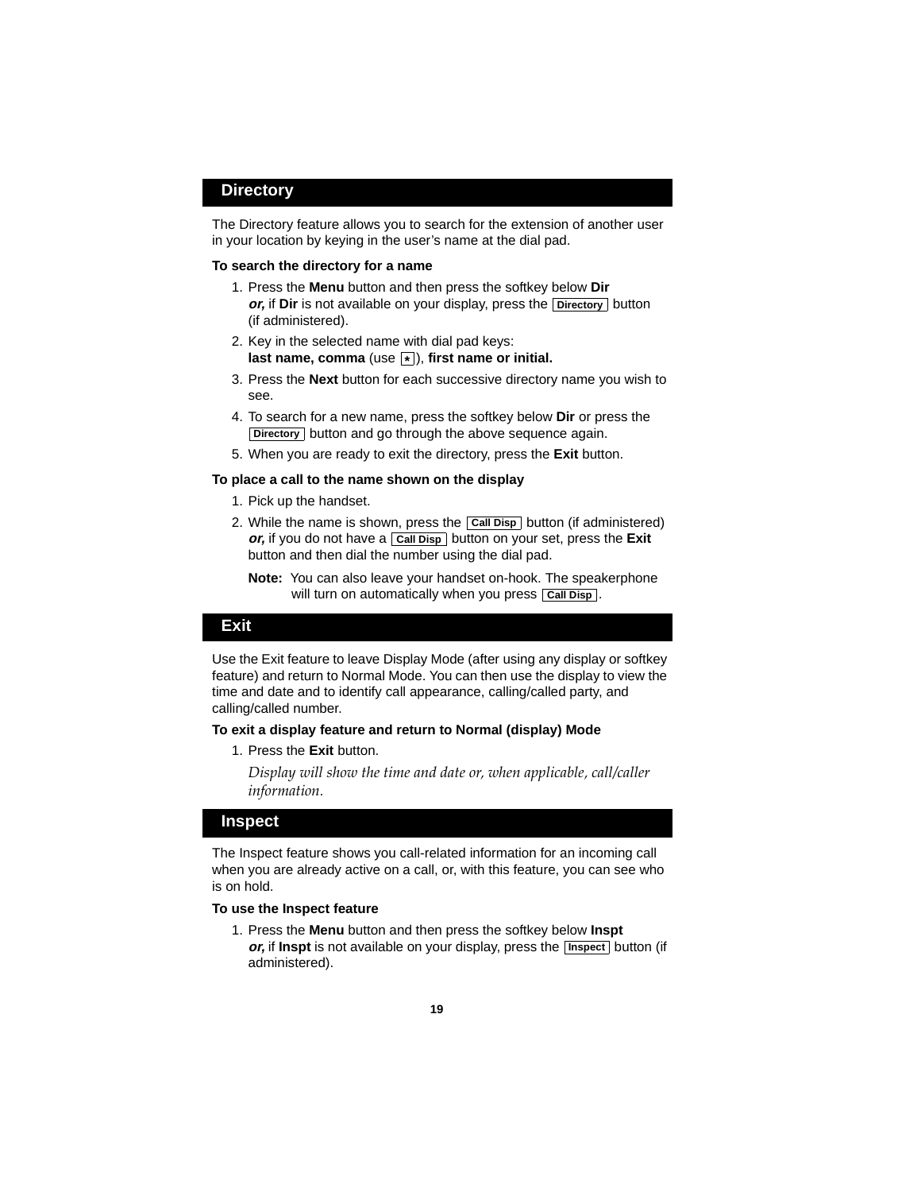## Directory

The Directory feature allows you to search for the extension of another user in your location by keying in the user's name at the dial pad.

**To search the directory for a name**

1. Press the **Menu** button and then press the softkey below **Dir** ***or,*** if **Dir** is not available on your display, press the [Directory] button (if administered).
2. Key in the selected name with dial pad keys: **last name, comma** (use [*]), **first name or initial.**
3. Press the **Next** button for each successive directory name you wish to see.
4. To search for a new name, press the softkey below **Dir** or press the [Directory] button and go through the above sequence again.
5. When you are ready to exit the directory, press the **Exit** button.

**To place a call to the name shown on the display**

1. Pick up the handset.
2. While the name is shown, press the [Call Disp] button (if administered) ***or,*** if you do not have a [Call Disp] button on your set, press the **Exit** button and then dial the number using the dial pad.

   **Note:** You can also leave your handset on-hook. The speakerphone will turn on automatically when you press [Call Disp].

## Exit

Use the Exit feature to leave Display Mode (after using any display or softkey feature) and return to Normal Mode. You can then use the display to view the time and date and to identify call appearance, calling/called party, and calling/called number.

**To exit a display feature and return to Normal (display) Mode**

1. Press the **Exit** button.

   *Display will show the time and date or, when applicable, call/caller information.*

## Inspect

The Inspect feature shows you call-related information for an incoming call when you are already active on a call, or, with this feature, you can see who is on hold.

**To use the Inspect feature**

1. Press the **Menu** button and then press the softkey below **Inspt** ***or,*** if **Inspt** is not available on your display, press the [Inspect] button (if administered).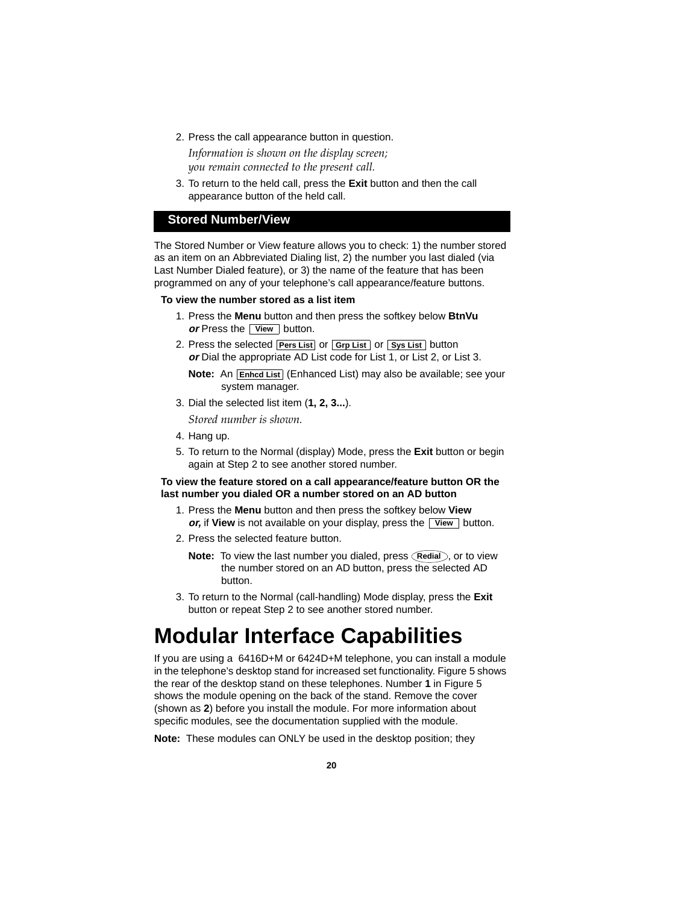2. Press the call appearance button in question.

   *Information is shown on the display screen; you remain connected to the present call.*

3. To return to the held call, press the **Exit** button and then the call appearance button of the held call.

## Stored Number/View

The Stored Number or View feature allows you to check: 1) the number stored as an item on an Abbreviated Dialing list, 2) the number you last dialed (via Last Number Dialed feature), or 3) the name of the feature that has been programmed on any of your telephone's call appearance/feature buttons.

**To view the number stored as a list item**

1. Press the **Menu** button and then press the softkey below **BtnVu** ***or*** Press the [View] button.
2. Press the selected [Pers List] or [Grp List] or [Sys List] button ***or*** Dial the appropriate AD List code for List 1, or List 2, or List 3.

   **Note:** An [Enhcd List] (Enhanced List) may also be available; see your system manager.

3. Dial the selected list item (**1, 2, 3...**).

   *Stored number is shown.*

4. Hang up.
5. To return to the Normal (display) Mode, press the **Exit** button or begin again at Step 2 to see another stored number.

**To view the feature stored on a call appearance/feature button OR the last number you dialed OR a number stored on an AD button**

1. Press the **Menu** button and then press the softkey below **View** ***or,*** if **View** is not available on your display, press the [View] button.
2. Press the selected feature button.

   **Note:** To view the last number you dialed, press (Redial), or to view the number stored on an AD button, press the selected AD button.

3. To return to the Normal (call-handling) Mode display, press the **Exit** button or repeat Step 2 to see another stored number.

# Modular Interface Capabilities

If you are using a 6416D+M or 6424D+M telephone, you can install a module in the telephone's desktop stand for increased set functionality. Figure 5 shows the rear of the desktop stand on these telephones. Number **1** in Figure 5 shows the module opening on the back of the stand. Remove the cover (shown as **2**) before you install the module. For more information about specific modules, see the documentation supplied with the module.

**Note:** These modules can ONLY be used in the desktop position; they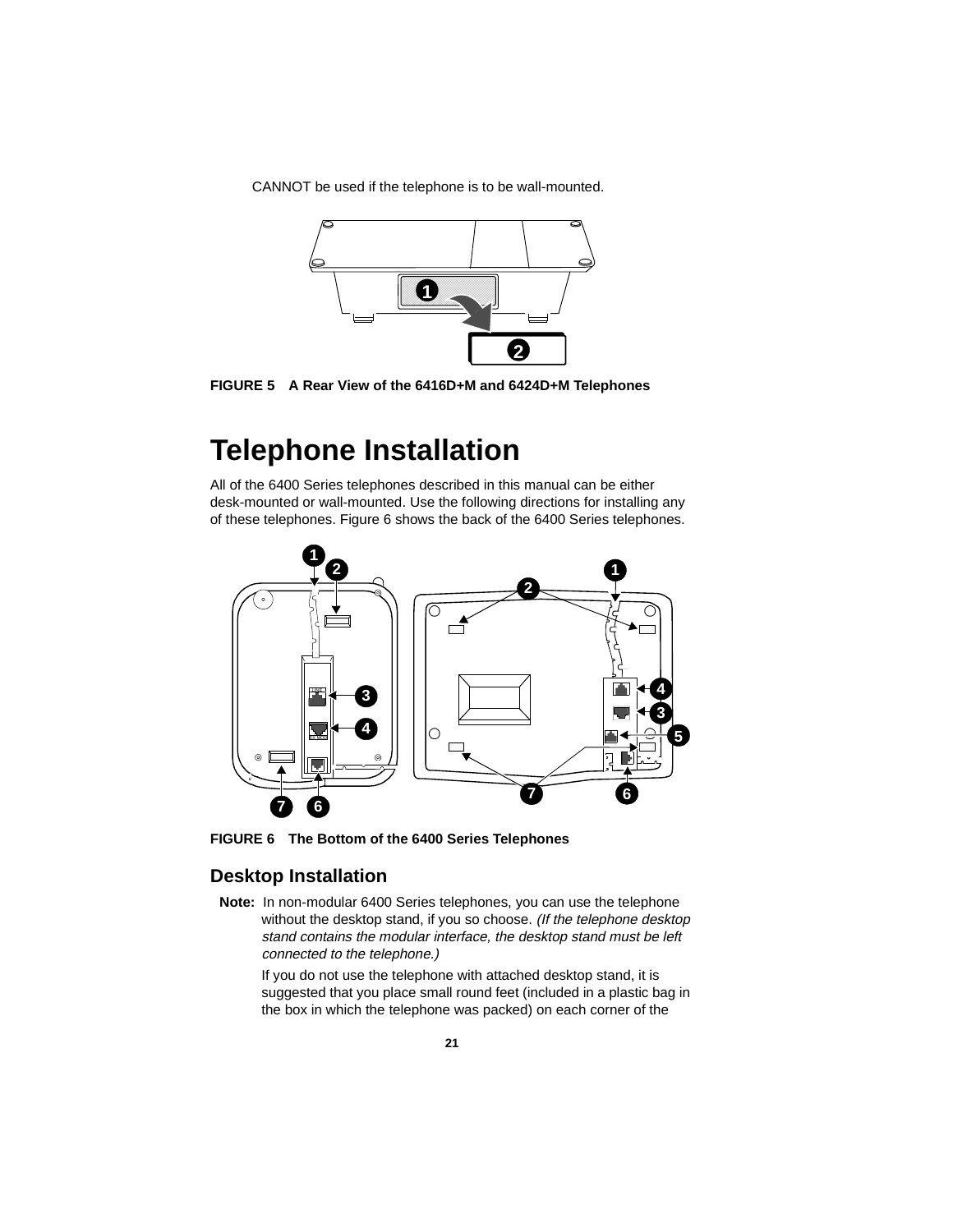CANNOT be used if the telephone is to be wall-mounted.

FIGURE 5 A Rear View of the 6416D+M and 6424D+M Telephones

# Telephone Installation

All of the 6400 Series telephones described in this manual can be either desk-mounted or wall-mounted. Use the following directions for installing any of these telephones. Figure 6 shows the back of the 6400 Series telephones.

FIGURE 6 The Bottom of the 6400 Series Telephones

## Desktop Installation

**Note:** In non-modular 6400 Series telephones, you can use the telephone without the desktop stand, if you so choose. *(If the telephone desktop stand contains the modular interface, the desktop stand must be left connected to the telephone.)*

If you do not use the telephone with attached desktop stand, it is suggested that you place small round feet (included in a plastic bag in the box in which the telephone was packed) on each corner of the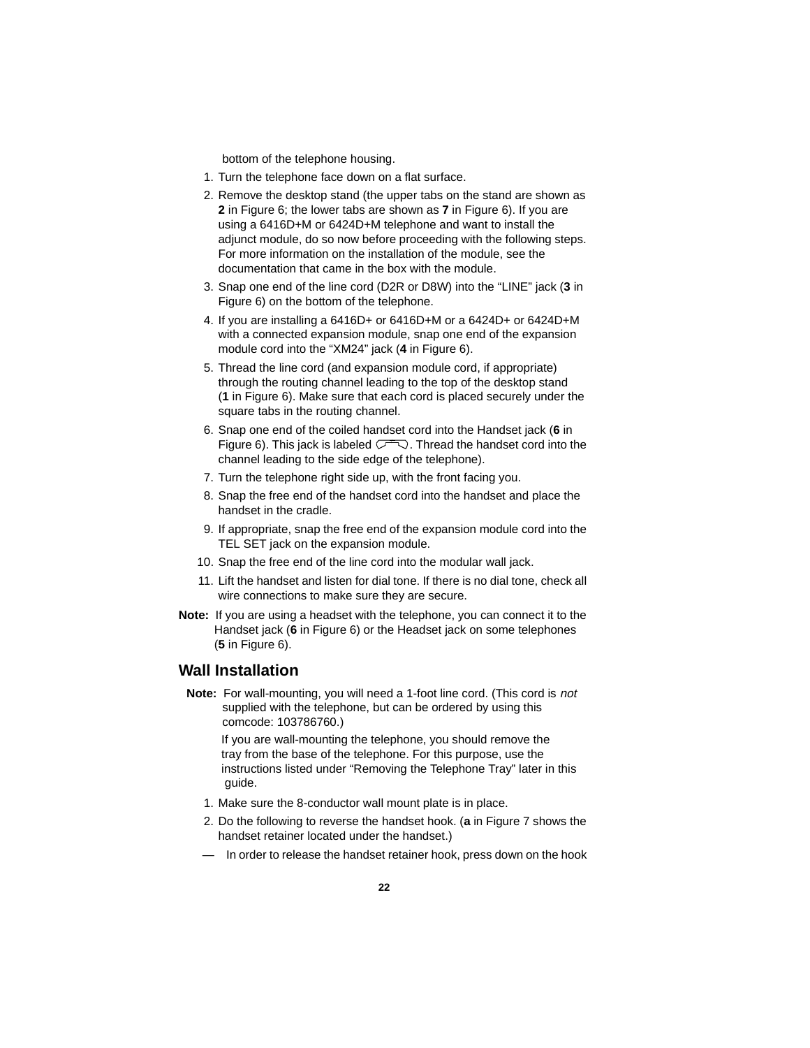bottom of the telephone housing.

1. Turn the telephone face down on a flat surface.
2. Remove the desktop stand (the upper tabs on the stand are shown as **2** in Figure 6; the lower tabs are shown as **7** in Figure 6). If you are using a 6416D+M or 6424D+M telephone and want to install the adjunct module, do so now before proceeding with the following steps. For more information on the installation of the module, see the documentation that came in the box with the module.
3. Snap one end of the line cord (D2R or D8W) into the “LINE” jack (**3** in Figure 6) on the bottom of the telephone.
4. If you are installing a 6416D+ or 6416D+M or a 6424D+ or 6424D+M with a connected expansion module, snap one end of the expansion module cord into the “XM24” jack (**4** in Figure 6).
5. Thread the line cord (and expansion module cord, if appropriate) through the routing channel leading to the top of the desktop stand (**1** in Figure 6). Make sure that each cord is placed securely under the square tabs in the routing channel.
6. Snap one end of the coiled handset cord into the Handset jack (**6** in Figure 6). This jack is labeled . Thread the handset cord into the channel leading to the side edge of the telephone).
7. Turn the telephone right side up, with the front facing you.
8. Snap the free end of the handset cord into the handset and place the handset in the cradle.
9. If appropriate, snap the free end of the expansion module cord into the TEL SET jack on the expansion module.
10. Snap the free end of the line cord into the modular wall jack.
11. Lift the handset and listen for dial tone. If there is no dial tone, check all wire connections to make sure they are secure.

**Note:** If you are using a headset with the telephone, you can connect it to the Handset jack (**6** in Figure 6) or the Headset jack on some telephones (**5** in Figure 6).

## Wall Installation

**Note:** For wall-mounting, you will need a 1-foot line cord. (This cord is *not* supplied with the telephone, but can be ordered by using this comcode: 103786760.)

If you are wall-mounting the telephone, you should remove the tray from the base of the telephone. For this purpose, use the instructions listed under “Removing the Telephone Tray” later in this guide.

1. Make sure the 8-conductor wall mount plate is in place.
2. Do the following to reverse the handset hook. (**a** in Figure 7 shows the handset retainer located under the handset.)

— In order to release the handset retainer hook, press down on the hook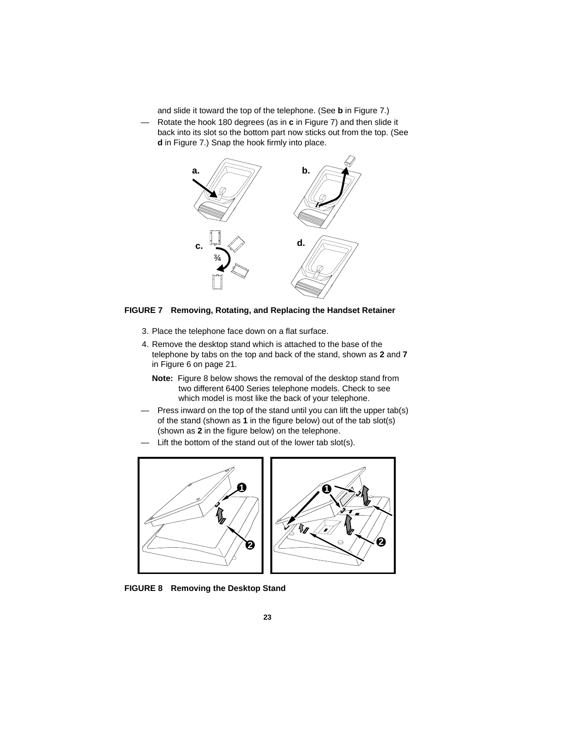and slide it toward the top of the telephone. (See **b** in Figure 7.)

— Rotate the hook 180 degrees (as in **c** in Figure 7) and then slide it back into its slot so the bottom part now sticks out from the top. (See **d** in Figure 7.) Snap the hook firmly into place.

**FIGURE 7 Removing, Rotating, and Replacing the Handset Retainer**

3. Place the telephone face down on a flat surface.
4. Remove the desktop stand which is attached to the base of the telephone by tabs on the top and back of the stand, shown as **2** and **7** in Figure 6 on page 21.

   **Note:** Figure 8 below shows the removal of the desktop stand from two different 6400 Series telephone models. Check to see which model is most like the back of your telephone.

— Press inward on the top of the stand until you can lift the upper tab(s) of the stand (shown as **1** in the figure below) out of the tab slot(s) (shown as **2** in the figure below) on the telephone.

— Lift the bottom of the stand out of the lower tab slot(s).

**FIGURE 8 Removing the Desktop Stand**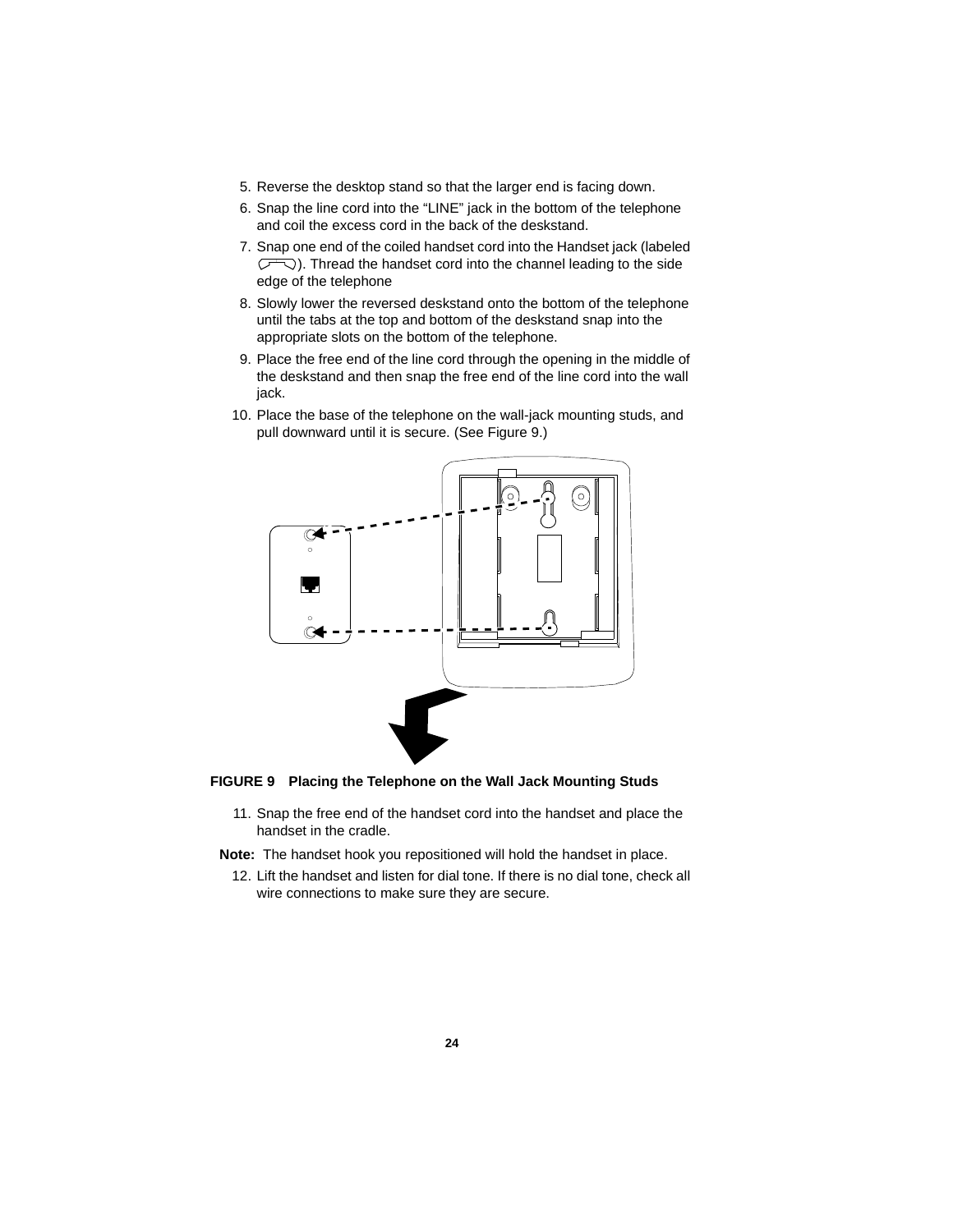5. Reverse the desktop stand so that the larger end is facing down.
6. Snap the line cord into the “LINE” jack in the bottom of the telephone and coil the excess cord in the back of the deskstand.
7. Snap one end of the coiled handset cord into the Handset jack (labeled ). Thread the handset cord into the channel leading to the side edge of the telephone
8. Slowly lower the reversed deskstand onto the bottom of the telephone until the tabs at the top and bottom of the deskstand snap into the appropriate slots on the bottom of the telephone.
9. Place the free end of the line cord through the opening in the middle of the deskstand and then snap the free end of the line cord into the wall jack.
10. Place the base of the telephone on the wall-jack mounting studs, and pull downward until it is secure. (See Figure 9.)

**FIGURE 9 Placing the Telephone on the Wall Jack Mounting Studs**

11. Snap the free end of the handset cord into the handset and place the handset in the cradle.

**Note:** The handset hook you repositioned will hold the handset in place.

12. Lift the handset and listen for dial tone. If there is no dial tone, check all wire connections to make sure they are secure.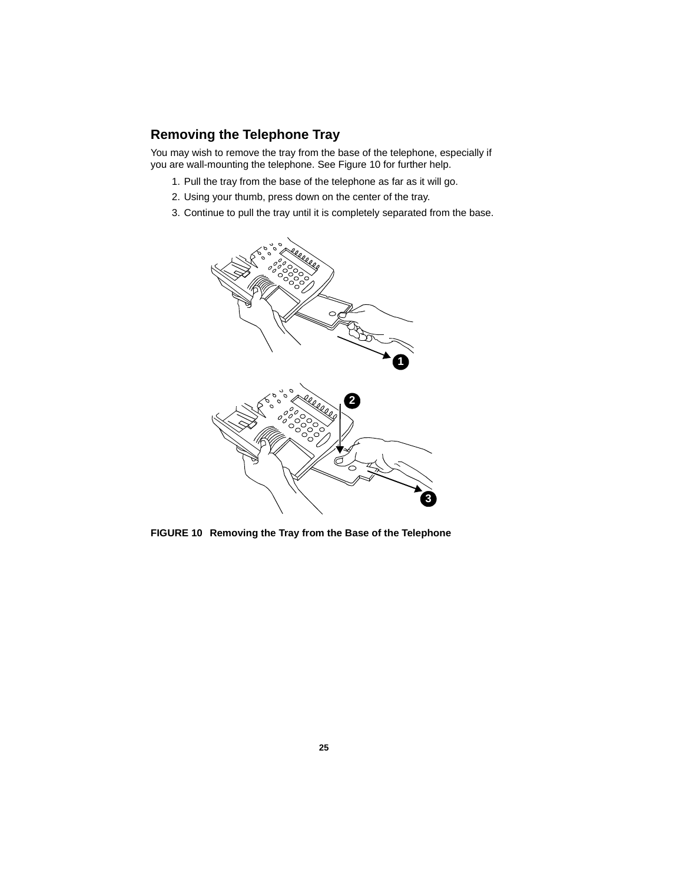## Removing the Telephone Tray

You may wish to remove the tray from the base of the telephone, especially if you are wall-mounting the telephone. See Figure 10 for further help.

1. Pull the tray from the base of the telephone as far as it will go.
2. Using your thumb, press down on the center of the tray.
3. Continue to pull the tray until it is completely separated from the base.

**FIGURE 10  Removing the Tray from the Base of the Telephone**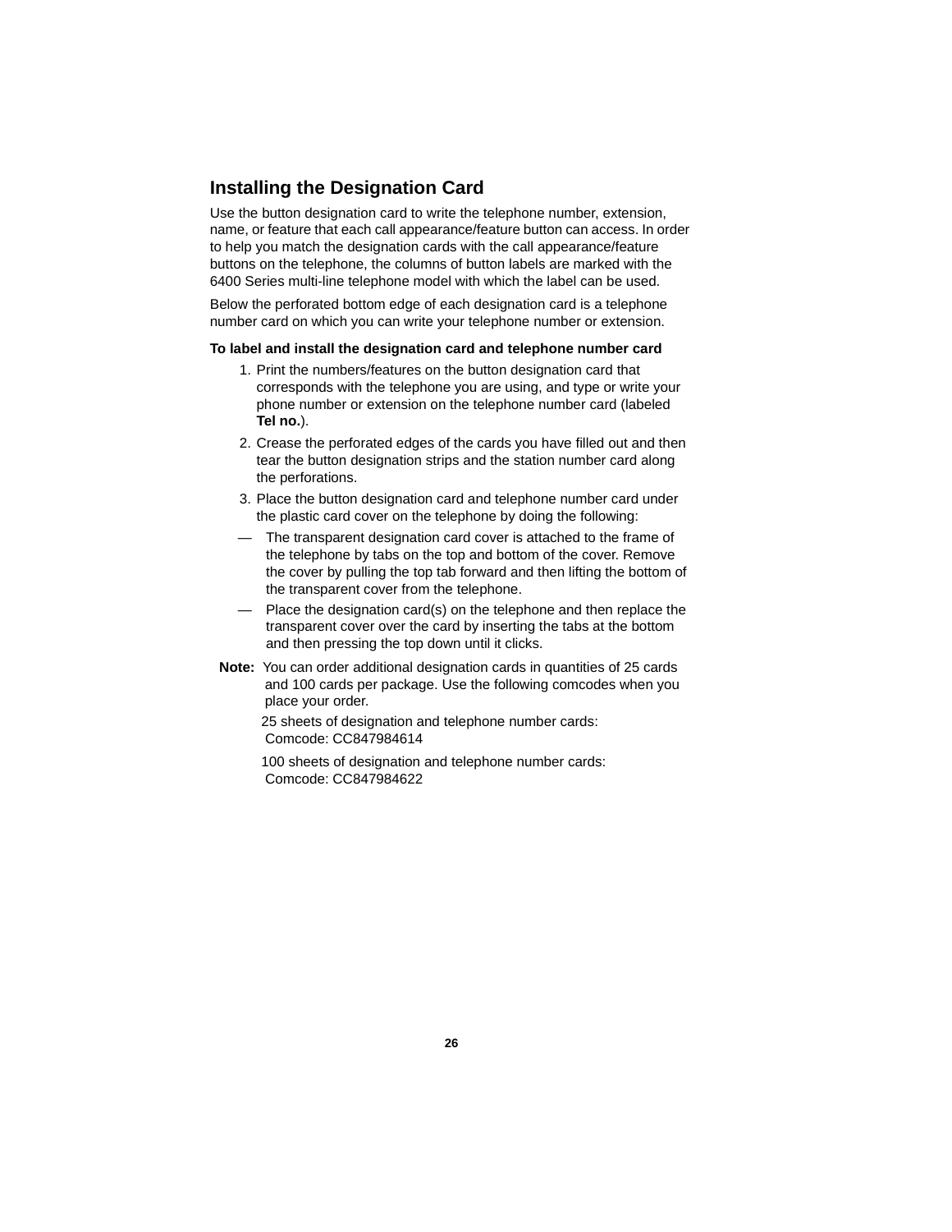## Installing the Designation Card

Use the button designation card to write the telephone number, extension, name, or feature that each call appearance/feature button can access. In order to help you match the designation cards with the call appearance/feature buttons on the telephone, the columns of button labels are marked with the 6400 Series multi-line telephone model with which the label can be used.

Below the perforated bottom edge of each designation card is a telephone number card on which you can write your telephone number or extension.

**To label and install the designation card and telephone number card**

1. Print the numbers/features on the button designation card that corresponds with the telephone you are using, and type or write your phone number or extension on the telephone number card (labeled **Tel no.**).
2. Crease the perforated edges of the cards you have filled out and then tear the button designation strips and the station number card along the perforations.
3. Place the button designation card and telephone number card under the plastic card cover on the telephone by doing the following:

— The transparent designation card cover is attached to the frame of the telephone by tabs on the top and bottom of the cover. Remove the cover by pulling the top tab forward and then lifting the bottom of the transparent cover from the telephone.

— Place the designation card(s) on the telephone and then replace the transparent cover over the card by inserting the tabs at the bottom and then pressing the top down until it clicks.

**Note:** You can order additional designation cards in quantities of 25 cards and 100 cards per package. Use the following comcodes when you place your order.

25 sheets of designation and telephone number cards:
Comcode: CC847984614

100 sheets of designation and telephone number cards:
Comcode: CC847984622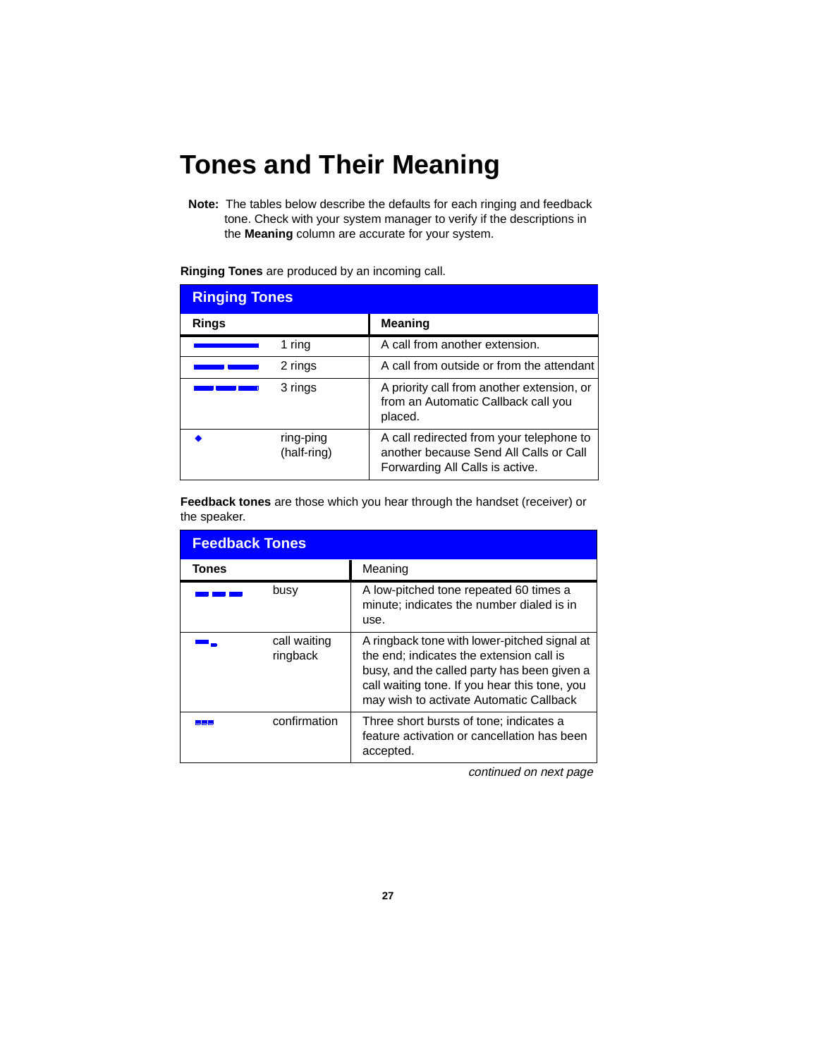# Tones and Their Meaning

**Note:** The tables below describe the defaults for each ringing and feedback tone. Check with your system manager to verify if the descriptions in the **Meaning** column are accurate for your system.

**Ringing Tones** are produced by an incoming call.

| Ringing Tones | | |
|---|---|---|
| **Rings** | | **Meaning** |
| ▬▬▬ | 1 ring | A call from another extension. |
| ▬ ▬ | 2 rings | A call from outside or from the attendant |
| ▬ ▬ ▬ | 3 rings | A priority call from another extension, or from an Automatic Callback call you placed. |
| ◆ | ring-ping (half-ring) | A call redirected from your telephone to another because Send All Calls or Call Forwarding All Calls is active. |

**Feedback tones** are those which you hear through the handset (receiver) or the speaker.

| Feedback Tones | | |
|---|---|---|
| **Tones** | | Meaning |
| ▬ ▬ ▬ | busy | A low-pitched tone repeated 60 times a minute; indicates the number dialed is in use. |
| ▬ ▂ | call waiting ringback | A ringback tone with lower-pitched signal at the end; indicates the extension call is busy, and the called party has been given a call waiting tone. If you hear this tone, you may wish to activate Automatic Callback |
| ▪▪▪ | confirmation | Three short bursts of tone; indicates a feature activation or cancellation has been accepted. |

*continued on next page*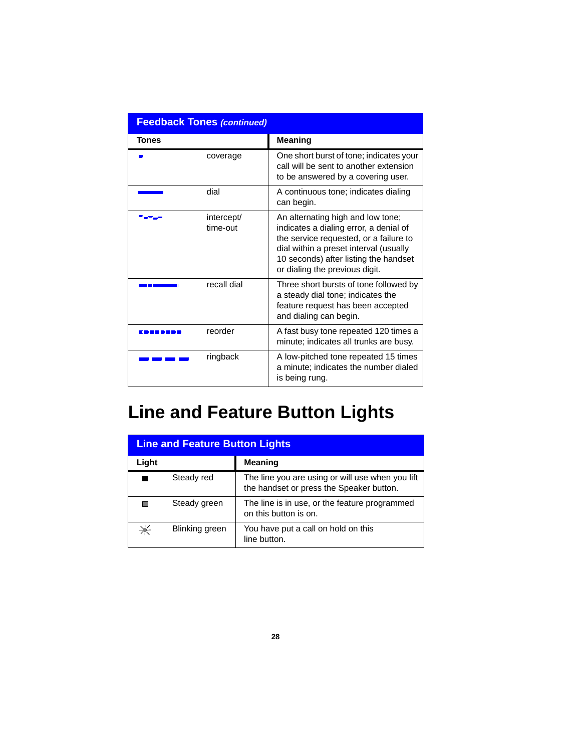| Feedback Tones *(continued)* | |
|---|---|
| **Tones** | **Meaning** |
| coverage | One short burst of tone; indicates your call will be sent to another extension to be answered by a covering user. |
| dial | A continuous tone; indicates dialing can begin. |
| intercept/ time-out | An alternating high and low tone; indicates a dialing error, a denial of the service requested, or a failure to dial within a preset interval (usually 10 seconds) after listing the handset or dialing the previous digit. |
| recall dial | Three short bursts of tone followed by a steady dial tone; indicates the feature request has been accepted and dialing can begin. |
| reorder | A fast busy tone repeated 120 times a minute; indicates all trunks are busy. |
| ringback | A low-pitched tone repeated 15 times a minute; indicates the number dialed is being rung. |

# Line and Feature Button Lights

| Line and Feature Button Lights | |
|---|---|
| **Light** | **Meaning** |
| Steady red | The line you are using or will use when you lift the handset or press the Speaker button. |
| Steady green | The line is in use, or the feature programmed on this button is on. |
| Blinking green | You have put a call on hold on this line button. |